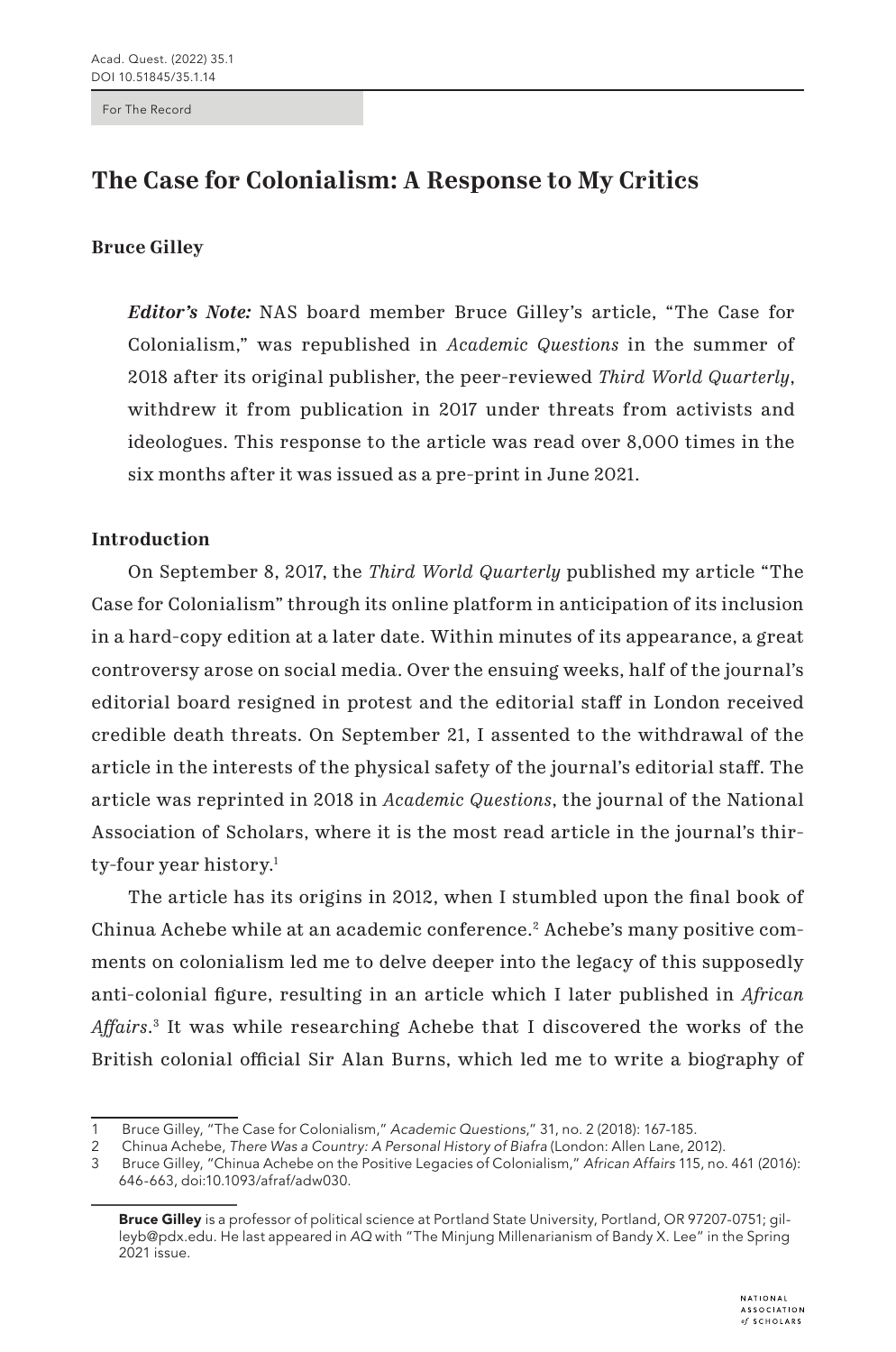For The Record

# The Case for Colonialism: A Response to My Critics

**Bruce Gilley**

***Editor's Note:*** NAS board member Bruce Gilley's article, "The Case for Colonialism," was republished in *Academic Questions* in the summer of 2018 after its original publisher, the peer-reviewed *Third World Quarterly*, withdrew it from publication in 2017 under threats from activists and ideologues. This response to the article was read over 8,000 times in the six months after it was issued as a pre-print in June 2021.

### Introduction

On September 8, 2017, the *Third World Quarterly* published my article "The Case for Colonialism" through its online platform in anticipation of its inclusion in a hard-copy edition at a later date. Within minutes of its appearance, a great controversy arose on social media. Over the ensuing weeks, half of the journal's editorial board resigned in protest and the editorial staff in London received credible death threats. On September 21, I assented to the withdrawal of the article in the interests of the physical safety of the journal's editorial staff. The article was reprinted in 2018 in *Academic Questions*, the journal of the National Association of Scholars, where it is the most read article in the journal's thirty-four year history.[1]

The article has its origins in 2012, when I stumbled upon the final book of Chinua Achebe while at an academic conference.[2] Achebe's many positive comments on colonialism led me to delve deeper into the legacy of this supposedly anti-colonial figure, resulting in an article which I later published in *African Affairs*.[3] It was while researching Achebe that I discovered the works of the British colonial official Sir Alan Burns, which led me to write a biography of

---

1 Bruce Gilley, "The Case for Colonialism," *Academic Questions*," 31, no. 2 (2018): 167-185.

2 Chinua Achebe, *There Was a Country: A Personal History of Biafra* (London: Allen Lane, 2012).

3 Bruce Gilley, "Chinua Achebe on the Positive Legacies of Colonialism," *African Affairs* 115, no. 461 (2016): 646-663, doi:10.1093/afraf/adw030.

**Bruce Gilley** is a professor of political science at Portland State University, Portland, OR 97207-0751; gilleyb@pdx.edu. He last appeared in *AQ* with "The Minjung Millenarianism of Bandy X. Lee" in the Spring 2021 issue.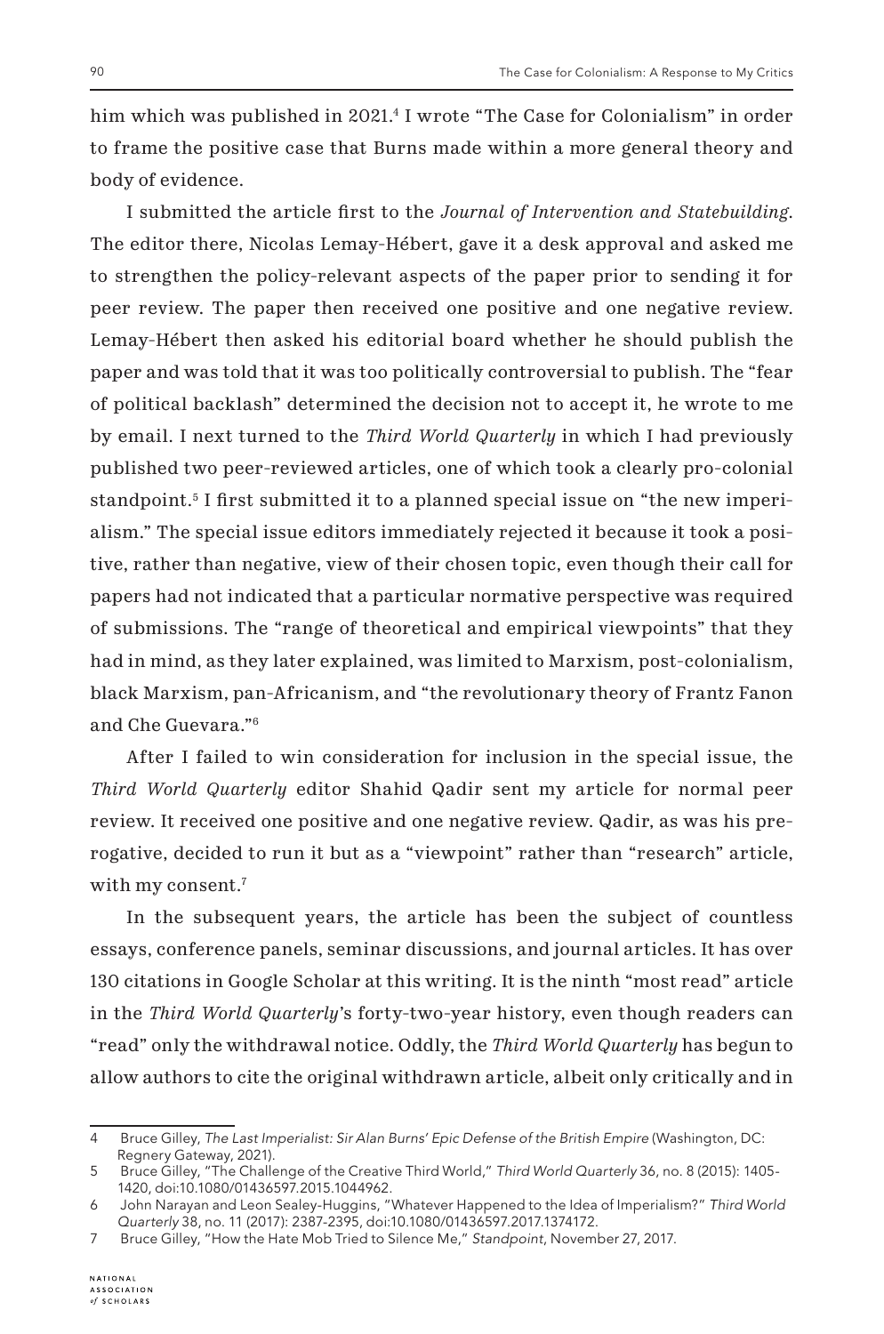him which was published in 2021.[4] I wrote "The Case for Colonialism" in order to frame the positive case that Burns made within a more general theory and body of evidence.

I submitted the article first to the *Journal of Intervention and Statebuilding*. The editor there, Nicolas Lemay-Hébert, gave it a desk approval and asked me to strengthen the policy-relevant aspects of the paper prior to sending it for peer review. The paper then received one positive and one negative review. Lemay-Hébert then asked his editorial board whether he should publish the paper and was told that it was too politically controversial to publish. The "fear of political backlash" determined the decision not to accept it, he wrote to me by email. I next turned to the *Third World Quarterly* in which I had previously published two peer-reviewed articles, one of which took a clearly pro-colonial standpoint.[5] I first submitted it to a planned special issue on "the new imperialism." The special issue editors immediately rejected it because it took a positive, rather than negative, view of their chosen topic, even though their call for papers had not indicated that a particular normative perspective was required of submissions. The "range of theoretical and empirical viewpoints" that they had in mind, as they later explained, was limited to Marxism, post-colonialism, black Marxism, pan-Africanism, and "the revolutionary theory of Frantz Fanon and Che Guevara."[6]

After I failed to win consideration for inclusion in the special issue, the *Third World Quarterly* editor Shahid Qadir sent my article for normal peer review. It received one positive and one negative review. Qadir, as was his prerogative, decided to run it but as a "viewpoint" rather than "research" article, with my consent.[7]

In the subsequent years, the article has been the subject of countless essays, conference panels, seminar discussions, and journal articles. It has over 130 citations in Google Scholar at this writing. It is the ninth "most read" article in the *Third World Quarterly*'s forty-two-year history, even though readers can "read" only the withdrawal notice. Oddly, the *Third World Quarterly* has begun to allow authors to cite the original withdrawn article, albeit only critically and in

---

4 Bruce Gilley, *The Last Imperialist: Sir Alan Burns' Epic Defense of the British Empire* (Washington, DC: Regnery Gateway, 2021).

5 Bruce Gilley, "The Challenge of the Creative Third World," *Third World Quarterly* 36, no. 8 (2015): 1405-1420, doi:10.1080/01436597.2015.1044962.

6 John Narayan and Leon Sealey-Huggins, "Whatever Happened to the Idea of Imperialism?" *Third World Quarterly* 38, no. 11 (2017): 2387-2395, doi:10.1080/01436597.2017.1374172.

7 Bruce Gilley, "How the Hate Mob Tried to Silence Me," *Standpoint*, November 27, 2017.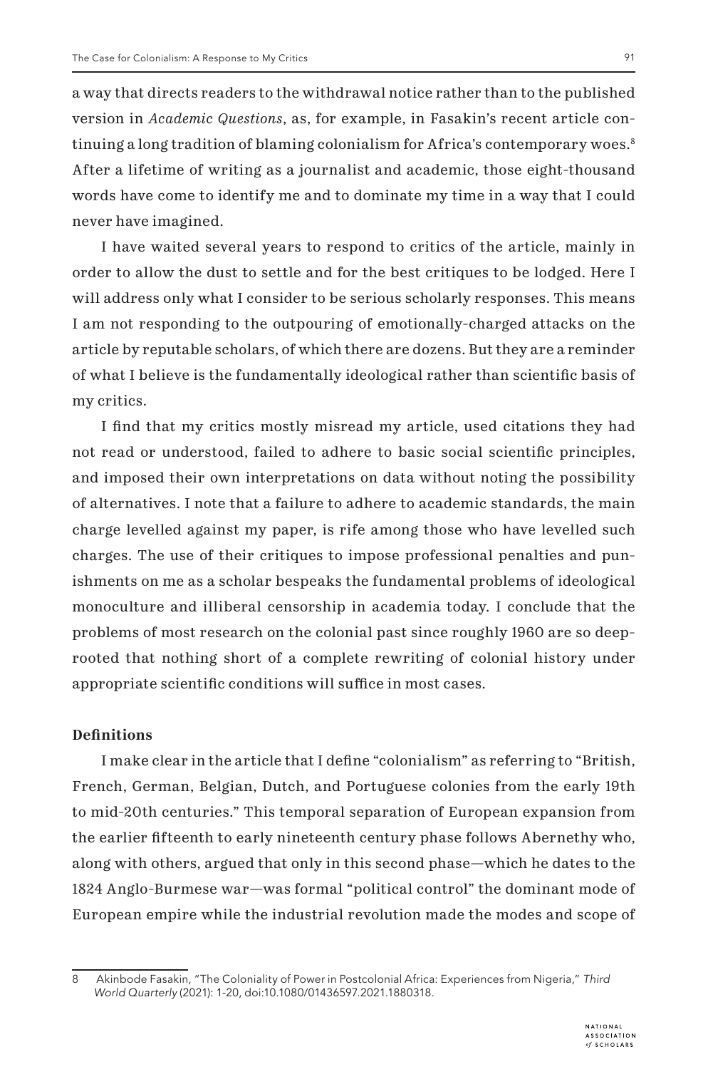a way that directs readers to the withdrawal notice rather than to the published version in *Academic Questions*, as, for example, in Fasakin's recent article continuing a long tradition of blaming colonialism for Africa's contemporary woes.[8] After a lifetime of writing as a journalist and academic, those eight-thousand words have come to identify me and to dominate my time in a way that I could never have imagined.

I have waited several years to respond to critics of the article, mainly in order to allow the dust to settle and for the best critiques to be lodged. Here I will address only what I consider to be serious scholarly responses. This means I am not responding to the outpouring of emotionally-charged attacks on the article by reputable scholars, of which there are dozens. But they are a reminder of what I believe is the fundamentally ideological rather than scientific basis of my critics.

I find that my critics mostly misread my article, used citations they had not read or understood, failed to adhere to basic social scientific principles, and imposed their own interpretations on data without noting the possibility of alternatives. I note that a failure to adhere to academic standards, the main charge levelled against my paper, is rife among those who have levelled such charges. The use of their critiques to impose professional penalties and punishments on me as a scholar bespeaks the fundamental problems of ideological monoculture and illiberal censorship in academia today. I conclude that the problems of most research on the colonial past since roughly 1960 are so deep-rooted that nothing short of a complete rewriting of colonial history under appropriate scientific conditions will suffice in most cases.

**Definitions**

I make clear in the article that I define "colonialism" as referring to "British, French, German, Belgian, Dutch, and Portuguese colonies from the early 19th to mid-20th centuries." This temporal separation of European expansion from the earlier fifteenth to early nineteenth century phase follows Abernethy who, along with others, argued that only in this second phase—which he dates to the 1824 Anglo-Burmese war—was formal "political control" the dominant mode of European empire while the industrial revolution made the modes and scope of

8 Akinbode Fasakin, "The Coloniality of Power in Postcolonial Africa: Experiences from Nigeria," *Third World Quarterly* (2021): 1-20, doi:10.1080/01436597.2021.1880318.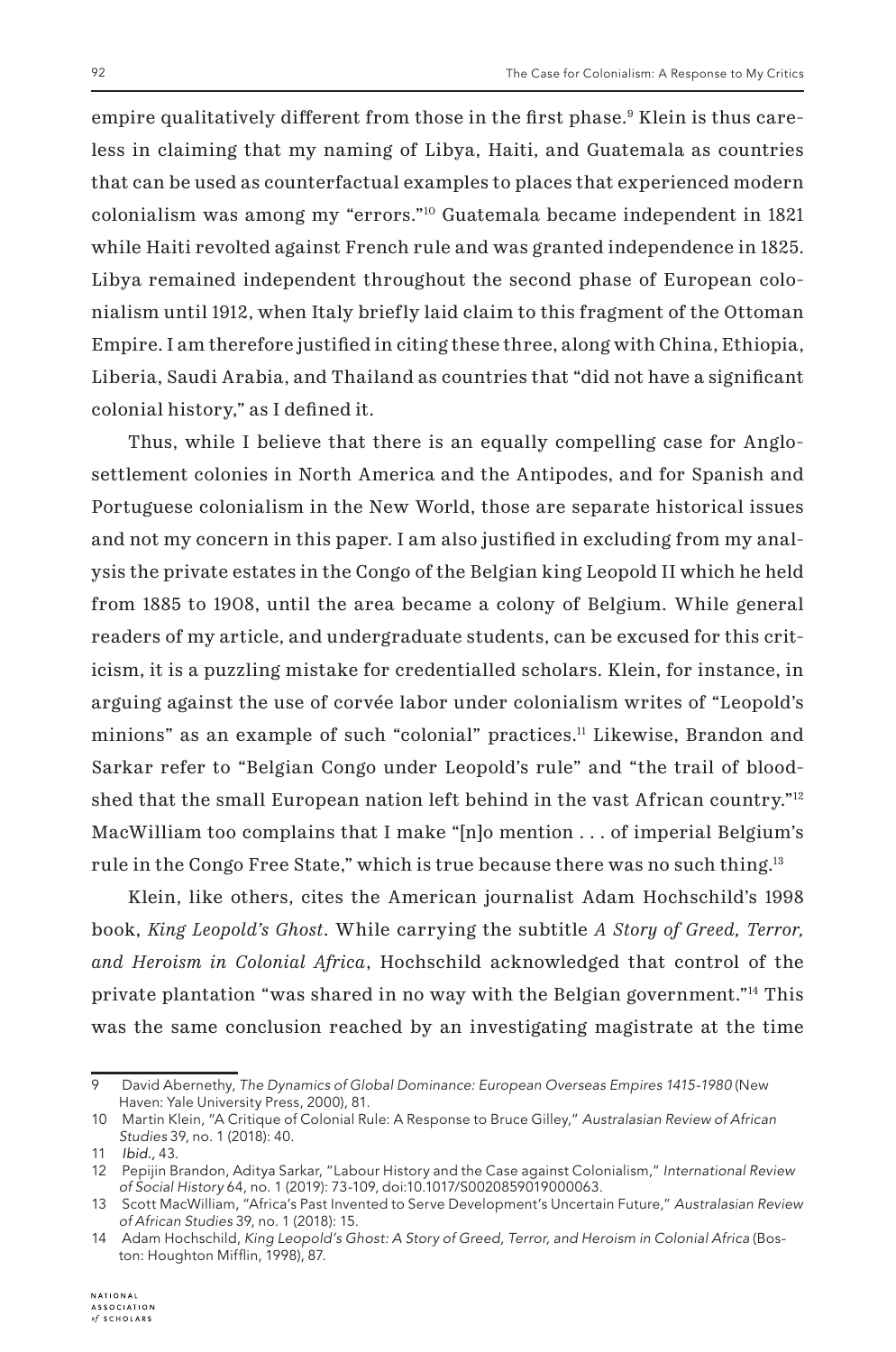empire qualitatively different from those in the first phase.[9] Klein is thus careless in claiming that my naming of Libya, Haiti, and Guatemala as countries that can be used as counterfactual examples to places that experienced modern colonialism was among my "errors."[10] Guatemala became independent in 1821 while Haiti revolted against French rule and was granted independence in 1825. Libya remained independent throughout the second phase of European colonialism until 1912, when Italy briefly laid claim to this fragment of the Ottoman Empire. I am therefore justified in citing these three, along with China, Ethiopia, Liberia, Saudi Arabia, and Thailand as countries that "did not have a significant colonial history," as I defined it.

Thus, while I believe that there is an equally compelling case for Anglo-settlement colonies in North America and the Antipodes, and for Spanish and Portuguese colonialism in the New World, those are separate historical issues and not my concern in this paper. I am also justified in excluding from my analysis the private estates in the Congo of the Belgian king Leopold II which he held from 1885 to 1908, until the area became a colony of Belgium. While general readers of my article, and undergraduate students, can be excused for this criticism, it is a puzzling mistake for credentialled scholars. Klein, for instance, in arguing against the use of corvée labor under colonialism writes of "Leopold's minions" as an example of such "colonial" practices.[11] Likewise, Brandon and Sarkar refer to "Belgian Congo under Leopold's rule" and "the trail of bloodshed that the small European nation left behind in the vast African country."[12] MacWilliam too complains that I make "[n]o mention . . . of imperial Belgium's rule in the Congo Free State," which is true because there was no such thing.[13]

Klein, like others, cites the American journalist Adam Hochschild's 1998 book, *King Leopold's Ghost*. While carrying the subtitle *A Story of Greed, Terror, and Heroism in Colonial Africa*, Hochschild acknowledged that control of the private plantation "was shared in no way with the Belgian government."[14] This was the same conclusion reached by an investigating magistrate at the time

---

9 David Abernethy, *The Dynamics of Global Dominance: European Overseas Empires 1415-1980* (New Haven: Yale University Press, 2000), 81.

10 Martin Klein, "A Critique of Colonial Rule: A Response to Bruce Gilley," *Australasian Review of African Studies* 39, no. 1 (2018): 40.

11 *Ibid.*, 43.

12 Pepijin Brandon, Aditya Sarkar, "Labour History and the Case against Colonialism," *International Review of Social History* 64, no. 1 (2019): 73-109, doi:10.1017/S0020859019000063.

13 Scott MacWilliam, "Africa's Past Invented to Serve Development's Uncertain Future," *Australasian Review of African Studies* 39, no. 1 (2018): 15.

14 Adam Hochschild, *King Leopold's Ghost: A Story of Greed, Terror, and Heroism in Colonial Africa* (Boston: Houghton Mifflin, 1998), 87.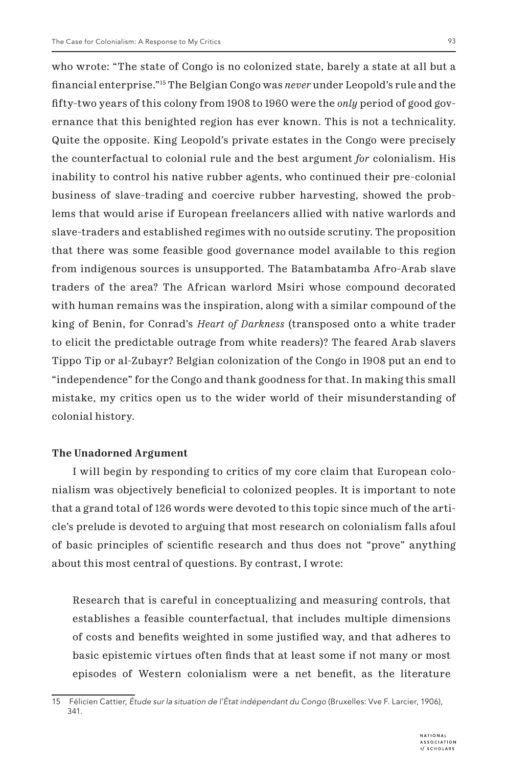who wrote: "The state of Congo is no colonized state, barely a state at all but a financial enterprise."[15] The Belgian Congo was *never* under Leopold's rule and the fifty-two years of this colony from 1908 to 1960 were the *only* period of good governance that this benighted region has ever known. This is not a technicality. Quite the opposite. King Leopold's private estates in the Congo were precisely the counterfactual to colonial rule and the best argument *for* colonialism. His inability to control his native rubber agents, who continued their pre-colonial business of slave-trading and coercive rubber harvesting, showed the problems that would arise if European freelancers allied with native warlords and slave-traders and established regimes with no outside scrutiny. The proposition that there was some feasible good governance model available to this region from indigenous sources is unsupported. The Batambatamba Afro-Arab slave traders of the area? The African warlord Msiri whose compound decorated with human remains was the inspiration, along with a similar compound of the king of Benin, for Conrad's *Heart of Darkness* (transposed onto a white trader to elicit the predictable outrage from white readers)? The feared Arab slavers Tippo Tip or al-Zubayr? Belgian colonization of the Congo in 1908 put an end to "independence" for the Congo and thank goodness for that. In making this small mistake, my critics open us to the wider world of their misunderstanding of colonial history.

**The Unadorned Argument**

I will begin by responding to critics of my core claim that European colonialism was objectively beneficial to colonized peoples. It is important to note that a grand total of 126 words were devoted to this topic since much of the article's prelude is devoted to arguing that most research on colonialism falls afoul of basic principles of scientific research and thus does not "prove" anything about this most central of questions. By contrast, I wrote:

> Research that is careful in conceptualizing and measuring controls, that establishes a feasible counterfactual, that includes multiple dimensions of costs and benefits weighted in some justified way, and that adheres to basic epistemic virtues often finds that at least some if not many or most episodes of Western colonialism were a net benefit, as the literature

15 Félicien Cattier, *Étude sur la situation de l'État indépendant du Congo* (Bruxelles: Vve F. Larcier, 1906), 341.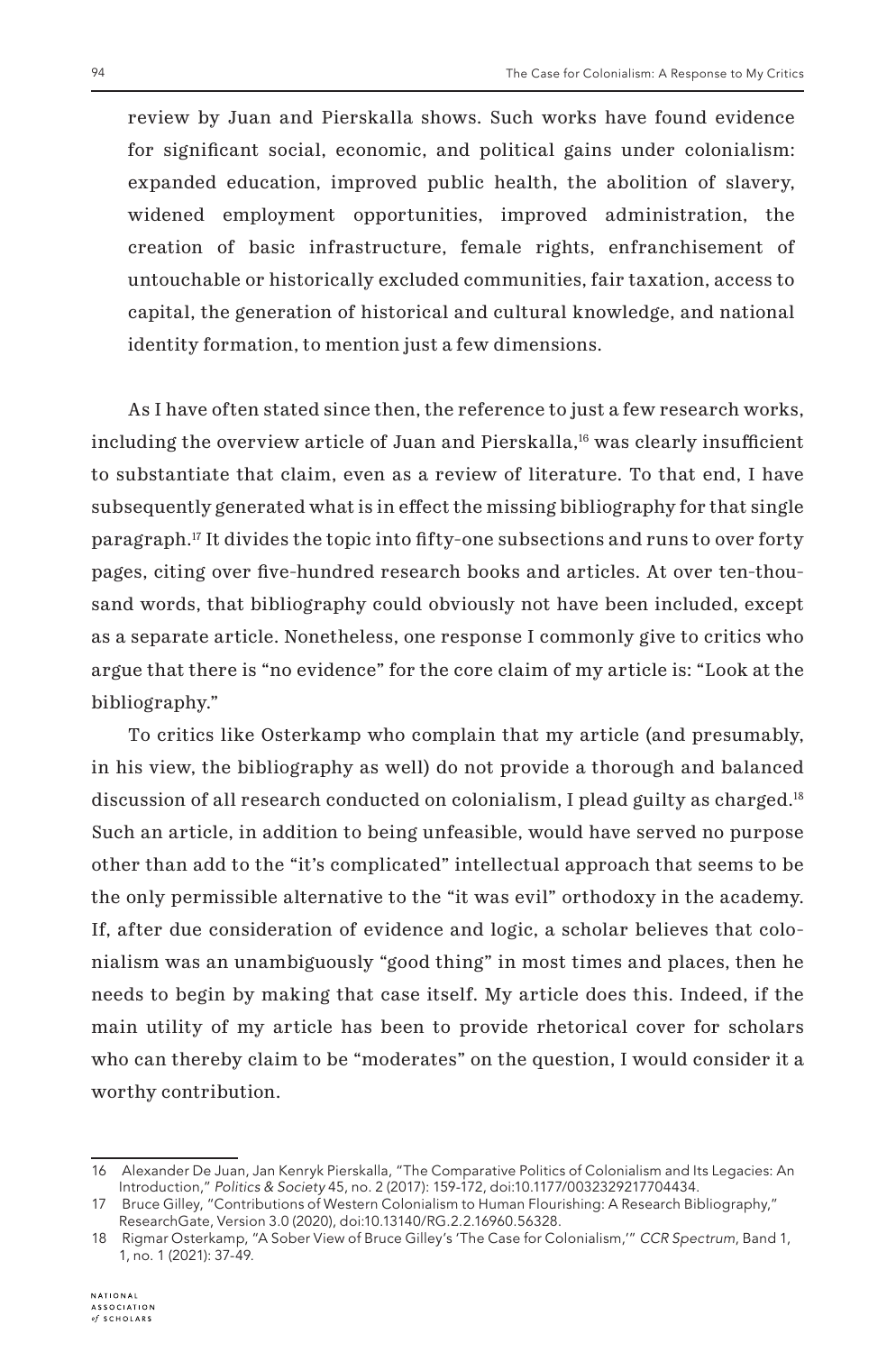review by Juan and Pierskalla shows. Such works have found evidence for significant social, economic, and political gains under colonialism: expanded education, improved public health, the abolition of slavery, widened employment opportunities, improved administration, the creation of basic infrastructure, female rights, enfranchisement of untouchable or historically excluded communities, fair taxation, access to capital, the generation of historical and cultural knowledge, and national identity formation, to mention just a few dimensions.

As I have often stated since then, the reference to just a few research works, including the overview article of Juan and Pierskalla,[16] was clearly insufficient to substantiate that claim, even as a review of literature. To that end, I have subsequently generated what is in effect the missing bibliography for that single paragraph.[17] It divides the topic into fifty-one subsections and runs to over forty pages, citing over five-hundred research books and articles. At over ten-thousand words, that bibliography could obviously not have been included, except as a separate article. Nonetheless, one response I commonly give to critics who argue that there is "no evidence" for the core claim of my article is: "Look at the bibliography."

To critics like Osterkamp who complain that my article (and presumably, in his view, the bibliography as well) do not provide a thorough and balanced discussion of all research conducted on colonialism, I plead guilty as charged.[18] Such an article, in addition to being unfeasible, would have served no purpose other than add to the "it's complicated" intellectual approach that seems to be the only permissible alternative to the "it was evil" orthodoxy in the academy. If, after due consideration of evidence and logic, a scholar believes that colonialism was an unambiguously "good thing" in most times and places, then he needs to begin by making that case itself. My article does this. Indeed, if the main utility of my article has been to provide rhetorical cover for scholars who can thereby claim to be "moderates" on the question, I would consider it a worthy contribution.

---

16 Alexander De Juan, Jan Kenryk Pierskalla, "The Comparative Politics of Colonialism and Its Legacies: An Introduction," *Politics & Society* 45, no. 2 (2017): 159-172, doi:10.1177/0032329217704434.

17 Bruce Gilley, "Contributions of Western Colonialism to Human Flourishing: A Research Bibliography," ResearchGate, Version 3.0 (2020), doi:10.13140/RG.2.2.16960.56328.

18 Rigmar Osterkamp, "A Sober View of Bruce Gilley's 'The Case for Colonialism,'" *CCR Spectrum*, Band 1, 1, no. 1 (2021): 37-49.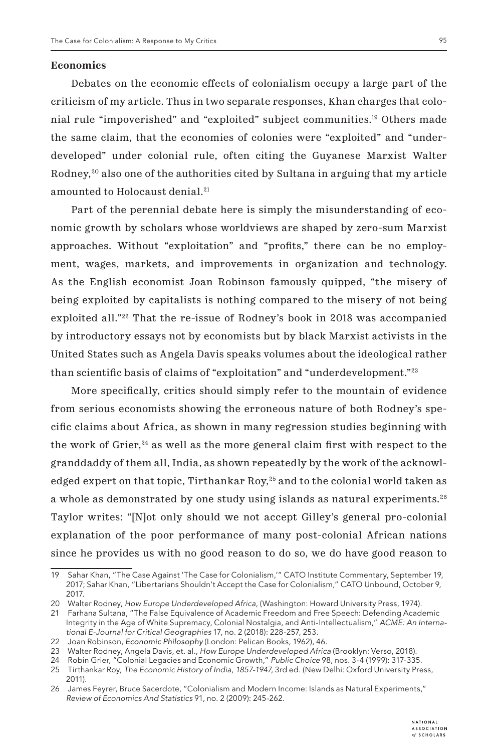**Economics**

Debates on the economic effects of colonialism occupy a large part of the criticism of my article. Thus in two separate responses, Khan charges that colonial rule "impoverished" and "exploited" subject communities.[19] Others made the same claim, that the economies of colonies were "exploited" and "underdeveloped" under colonial rule, often citing the Guyanese Marxist Walter Rodney,[20] also one of the authorities cited by Sultana in arguing that my article amounted to Holocaust denial.[21]

Part of the perennial debate here is simply the misunderstanding of economic growth by scholars whose worldviews are shaped by zero-sum Marxist approaches. Without "exploitation" and "profits," there can be no employment, wages, markets, and improvements in organization and technology. As the English economist Joan Robinson famously quipped, "the misery of being exploited by capitalists is nothing compared to the misery of not being exploited all."[22] That the re-issue of Rodney's book in 2018 was accompanied by introductory essays not by economists but by black Marxist activists in the United States such as Angela Davis speaks volumes about the ideological rather than scientific basis of claims of "exploitation" and "underdevelopment."[23]

More specifically, critics should simply refer to the mountain of evidence from serious economists showing the erroneous nature of both Rodney's specific claims about Africa, as shown in many regression studies beginning with the work of Grier,[24] as well as the more general claim first with respect to the granddaddy of them all, India, as shown repeatedly by the work of the acknowledged expert on that topic, Tirthankar Roy,[25] and to the colonial world taken as a whole as demonstrated by one study using islands as natural experiments.[26] Taylor writes: "[N]ot only should we not accept Gilley's general pro-colonial explanation of the poor performance of many post-colonial African nations since he provides us with no good reason to do so, we do have good reason to

---

19 Sahar Khan, "The Case Against 'The Case for Colonialism,'" CATO Institute Commentary, September 19, 2017; Sahar Khan, "Libertarians Shouldn't Accept the Case for Colonialism," CATO Unbound, October 9, 2017.

20 Walter Rodney, *How Europe Underdeveloped Africa*, (Washington: Howard University Press, 1974).

21 Farhana Sultana, "The False Equivalence of Academic Freedom and Free Speech: Defending Academic Integrity in the Age of White Supremacy, Colonial Nostalgia, and Anti-Intellectualism," *ACME: An International E-Journal for Critical Geographies* 17, no. 2 (2018): 228-257, 253.

22 Joan Robinson, *Economic Philosophy* (London: Pelican Books, 1962), 46.

23 Walter Rodney, Angela Davis, et. al., *How Europe Underdeveloped Africa* (Brooklyn: Verso, 2018).

24 Robin Grier, "Colonial Legacies and Economic Growth," *Public Choice* 98, nos. 3-4 (1999): 317-335.

25 Tirthankar Roy, *The Economic History of India, 1857-1947*, 3rd ed. (New Delhi: Oxford University Press, 2011).

26 James Feyrer, Bruce Sacerdote, "Colonialism and Modern Income: Islands as Natural Experiments," *Review of Economics And Statistics* 91, no. 2 (2009): 245-262.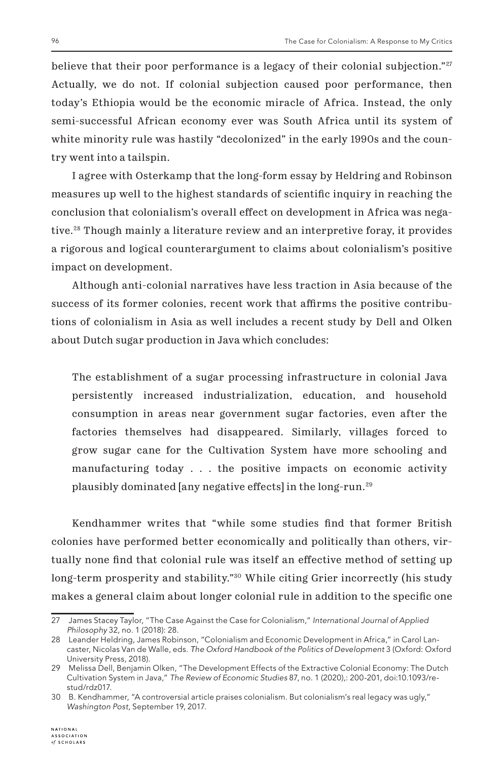believe that their poor performance is a legacy of their colonial subjection."[27] Actually, we do not. If colonial subjection caused poor performance, then today's Ethiopia would be the economic miracle of Africa. Instead, the only semi-successful African economy ever was South Africa until its system of white minority rule was hastily "decolonized" in the early 1990s and the country went into a tailspin.

I agree with Osterkamp that the long-form essay by Heldring and Robinson measures up well to the highest standards of scientific inquiry in reaching the conclusion that colonialism's overall effect on development in Africa was negative.[28] Though mainly a literature review and an interpretive foray, it provides a rigorous and logical counterargument to claims about colonialism's positive impact on development.

Although anti-colonial narratives have less traction in Asia because of the success of its former colonies, recent work that affirms the positive contributions of colonialism in Asia as well includes a recent study by Dell and Olken about Dutch sugar production in Java which concludes:

> The establishment of a sugar processing infrastructure in colonial Java persistently increased industrialization, education, and household consumption in areas near government sugar factories, even after the factories themselves had disappeared. Similarly, villages forced to grow sugar cane for the Cultivation System have more schooling and manufacturing today . . . the positive impacts on economic activity plausibly dominated [any negative effects] in the long-run.[29]

Kendhammer writes that "while some studies find that former British colonies have performed better economically and politically than others, virtually none find that colonial rule was itself an effective method of setting up long-term prosperity and stability."[30] While citing Grier incorrectly (his study makes a general claim about longer colonial rule in addition to the specific one

---

27 James Stacey Taylor, "The Case Against the Case for Colonialism," *International Journal of Applied Philosophy* 32, no. 1 (2018): 28.

28 Leander Heldring, James Robinson, "Colonialism and Economic Development in Africa," in Carol Lancaster, Nicolas Van de Walle, eds. *The Oxford Handbook of the Politics of Development* 3 (Oxford: Oxford University Press, 2018).

29 Melissa Dell, Benjamin Olken, "The Development Effects of the Extractive Colonial Economy: The Dutch Cultivation System in Java," *The Review of Economic Studies* 87, no. 1 (2020),: 200-201, doi:10.1093/restud/rdz017.

30 B. Kendhammer, "A controversial article praises colonialism. But colonialism's real legacy was ugly," *Washington Post*, September 19, 2017.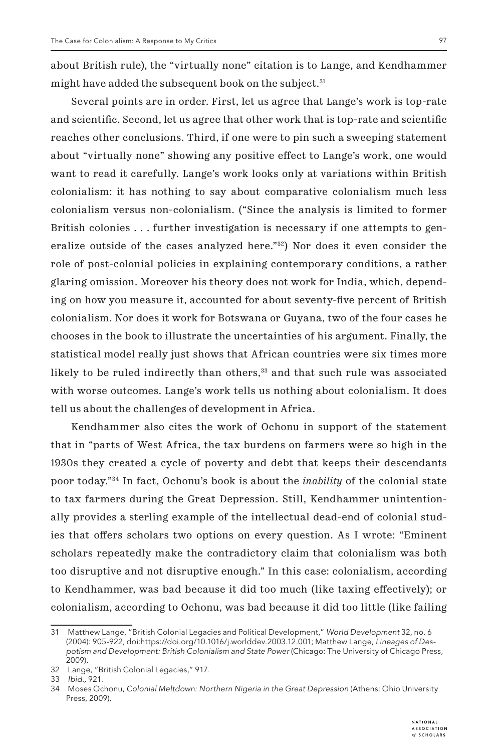about British rule), the "virtually none" citation is to Lange, and Kendhammer might have added the subsequent book on the subject.[31]

Several points are in order. First, let us agree that Lange's work is top-rate and scientific. Second, let us agree that other work that is top-rate and scientific reaches other conclusions. Third, if one were to pin such a sweeping statement about "virtually none" showing any positive effect to Lange's work, one would want to read it carefully. Lange's work looks only at variations within British colonialism: it has nothing to say about comparative colonialism much less colonialism versus non-colonialism. ("Since the analysis is limited to former British colonies . . . further investigation is necessary if one attempts to generalize outside of the cases analyzed here."[32]) Nor does it even consider the role of post-colonial policies in explaining contemporary conditions, a rather glaring omission. Moreover his theory does not work for India, which, depending on how you measure it, accounted for about seventy-five percent of British colonialism. Nor does it work for Botswana or Guyana, two of the four cases he chooses in the book to illustrate the uncertainties of his argument. Finally, the statistical model really just shows that African countries were six times more likely to be ruled indirectly than others,[33] and that such rule was associated with worse outcomes. Lange's work tells us nothing about colonialism. It does tell us about the challenges of development in Africa.

Kendhammer also cites the work of Ochonu in support of the statement that in "parts of West Africa, the tax burdens on farmers were so high in the 1930s they created a cycle of poverty and debt that keeps their descendants poor today."[34] In fact, Ochonu's book is about the *inability* of the colonial state to tax farmers during the Great Depression. Still, Kendhammer unintentionally provides a sterling example of the intellectual dead-end of colonial studies that offers scholars two options on every question. As I wrote: "Eminent scholars repeatedly make the contradictory claim that colonialism was both too disruptive and not disruptive enough." In this case: colonialism, according to Kendhammer, was bad because it did too much (like taxing effectively); or colonialism, according to Ochonu, was bad because it did too little (like failing

---

31 Matthew Lange, "British Colonial Legacies and Political Development," *World Development* 32, no. 6 (2004): 905-922, doi:https://doi.org/10.1016/j.worlddev.2003.12.001; Matthew Lange, *Lineages of Despotism and Development: British Colonialism and State Power* (Chicago: The University of Chicago Press, 2009).

32 Lange, "British Colonial Legacies," 917.

33 *Ibid.*, 921.

34 Moses Ochonu, *Colonial Meltdown: Northern Nigeria in the Great Depression* (Athens: Ohio University Press, 2009).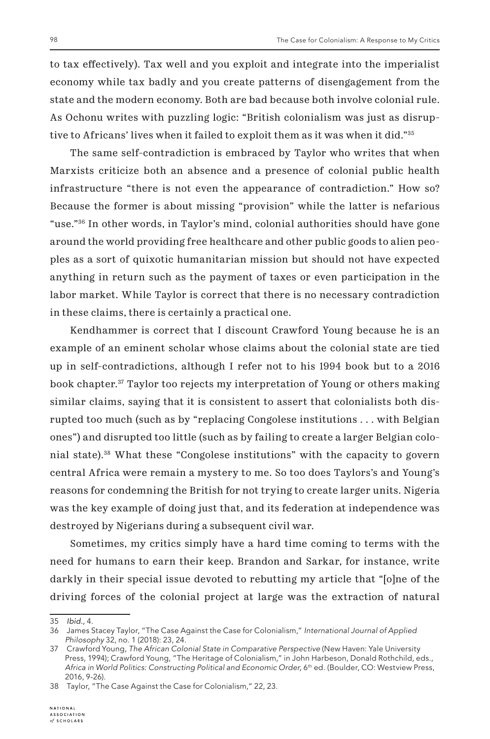to tax effectively). Tax well and you exploit and integrate into the imperialist economy while tax badly and you create patterns of disengagement from the state and the modern economy. Both are bad because both involve colonial rule. As Ochonu writes with puzzling logic: "British colonialism was just as disruptive to Africans' lives when it failed to exploit them as it was when it did."[35]

The same self-contradiction is embraced by Taylor who writes that when Marxists criticize both an absence and a presence of colonial public health infrastructure "there is not even the appearance of contradiction." How so? Because the former is about missing "provision" while the latter is nefarious "use."[36] In other words, in Taylor's mind, colonial authorities should have gone around the world providing free healthcare and other public goods to alien peoples as a sort of quixotic humanitarian mission but should not have expected anything in return such as the payment of taxes or even participation in the labor market. While Taylor is correct that there is no necessary contradiction in these claims, there is certainly a practical one.

Kendhammer is correct that I discount Crawford Young because he is an example of an eminent scholar whose claims about the colonial state are tied up in self-contradictions, although I refer not to his 1994 book but to a 2016 book chapter.[37] Taylor too rejects my interpretation of Young or others making similar claims, saying that it is consistent to assert that colonialists both disrupted too much (such as by "replacing Congolese institutions . . . with Belgian ones") and disrupted too little (such as by failing to create a larger Belgian colonial state).[38] What these "Congolese institutions" with the capacity to govern central Africa were remain a mystery to me. So too does Taylors's and Young's reasons for condemning the British for not trying to create larger units. Nigeria was the key example of doing just that, and its federation at independence was destroyed by Nigerians during a subsequent civil war.

Sometimes, my critics simply have a hard time coming to terms with the need for humans to earn their keep. Brandon and Sarkar, for instance, write darkly in their special issue devoted to rebutting my article that "[o]ne of the driving forces of the colonial project at large was the extraction of natural

---

35 *Ibid.*, 4.

36 James Stacey Taylor, "The Case Against the Case for Colonialism," *International Journal of Applied Philosophy* 32, no. 1 (2018): 23, 24.

37 Crawford Young, *The African Colonial State in Comparative Perspective* (New Haven: Yale University Press, 1994); Crawford Young, "The Heritage of Colonialism," in John Harbeson, Donald Rothchild, eds., *Africa in World Politics: Constructing Political and Economic Order,* 6th ed. (Boulder, CO: Westview Press, 2016, 9-26).

38 Taylor, "The Case Against the Case for Colonialism," 22, 23.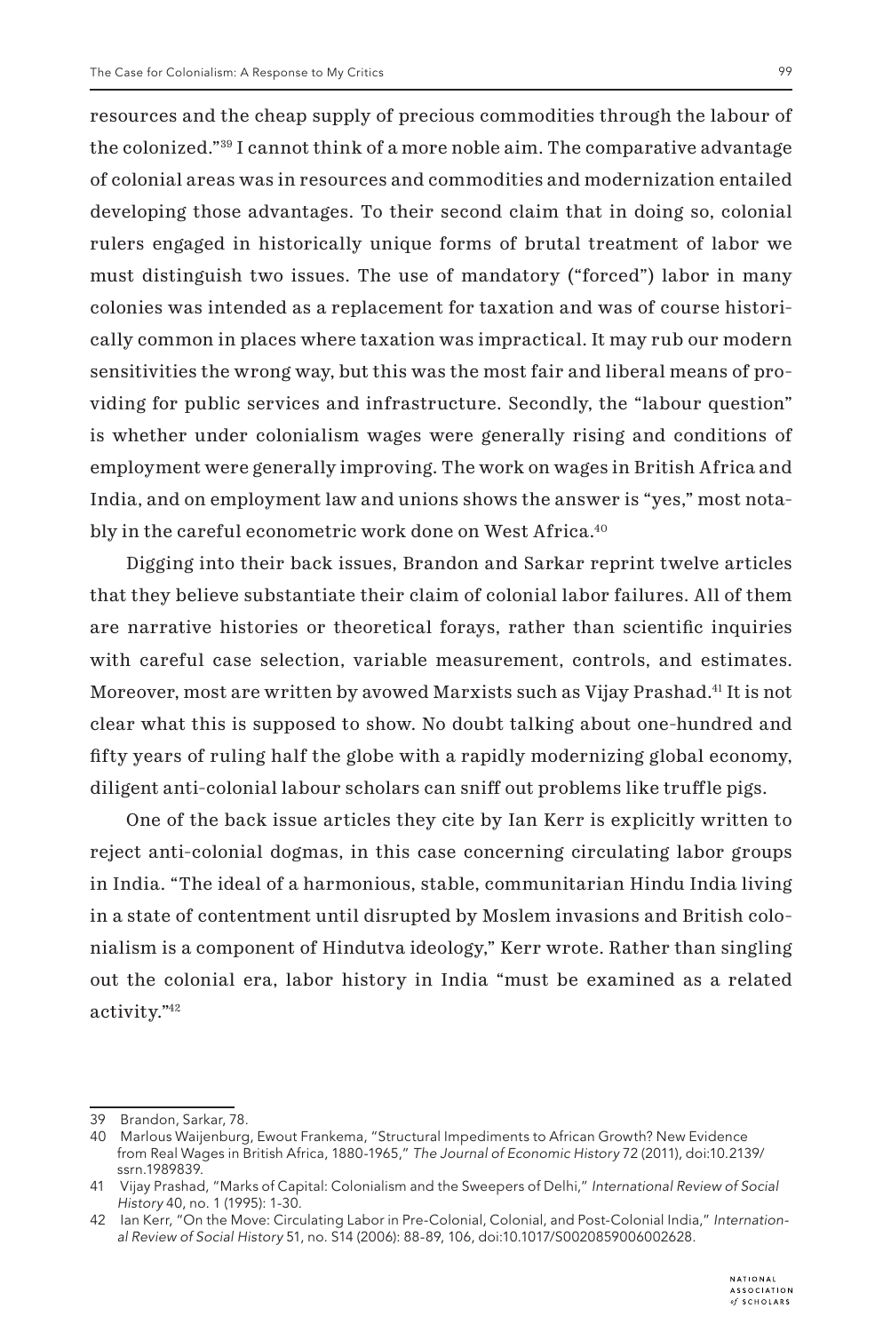resources and the cheap supply of precious commodities through the labour of the colonized."[39] I cannot think of a more noble aim. The comparative advantage of colonial areas was in resources and commodities and modernization entailed developing those advantages. To their second claim that in doing so, colonial rulers engaged in historically unique forms of brutal treatment of labor we must distinguish two issues. The use of mandatory ("forced") labor in many colonies was intended as a replacement for taxation and was of course historically common in places where taxation was impractical. It may rub our modern sensitivities the wrong way, but this was the most fair and liberal means of providing for public services and infrastructure. Secondly, the "labour question" is whether under colonialism wages were generally rising and conditions of employment were generally improving. The work on wages in British Africa and India, and on employment law and unions shows the answer is "yes," most notably in the careful econometric work done on West Africa.[40]

Digging into their back issues, Brandon and Sarkar reprint twelve articles that they believe substantiate their claim of colonial labor failures. All of them are narrative histories or theoretical forays, rather than scientific inquiries with careful case selection, variable measurement, controls, and estimates. Moreover, most are written by avowed Marxists such as Vijay Prashad.[41] It is not clear what this is supposed to show. No doubt talking about one-hundred and fifty years of ruling half the globe with a rapidly modernizing global economy, diligent anti-colonial labour scholars can sniff out problems like truffle pigs.

One of the back issue articles they cite by Ian Kerr is explicitly written to reject anti-colonial dogmas, in this case concerning circulating labor groups in India. "The ideal of a harmonious, stable, communitarian Hindu India living in a state of contentment until disrupted by Moslem invasions and British colonialism is a component of Hindutva ideology," Kerr wrote. Rather than singling out the colonial era, labor history in India "must be examined as a related activity."[42]

---

39 Brandon, Sarkar, 78.

40 Marlous Waijenburg, Ewout Frankema, "Structural Impediments to African Growth? New Evidence from Real Wages in British Africa, 1880-1965," *The Journal of Economic History* 72 (2011), doi:10.2139/ssrn.1989839.

41 Vijay Prashad, "Marks of Capital: Colonialism and the Sweepers of Delhi," *International Review of Social History* 40, no. 1 (1995): 1-30.

42 Ian Kerr, "On the Move: Circulating Labor in Pre-Colonial, Colonial, and Post-Colonial India," *International Review of Social History* 51, no. S14 (2006): 88-89, 106, doi:10.1017/S0020859006002628.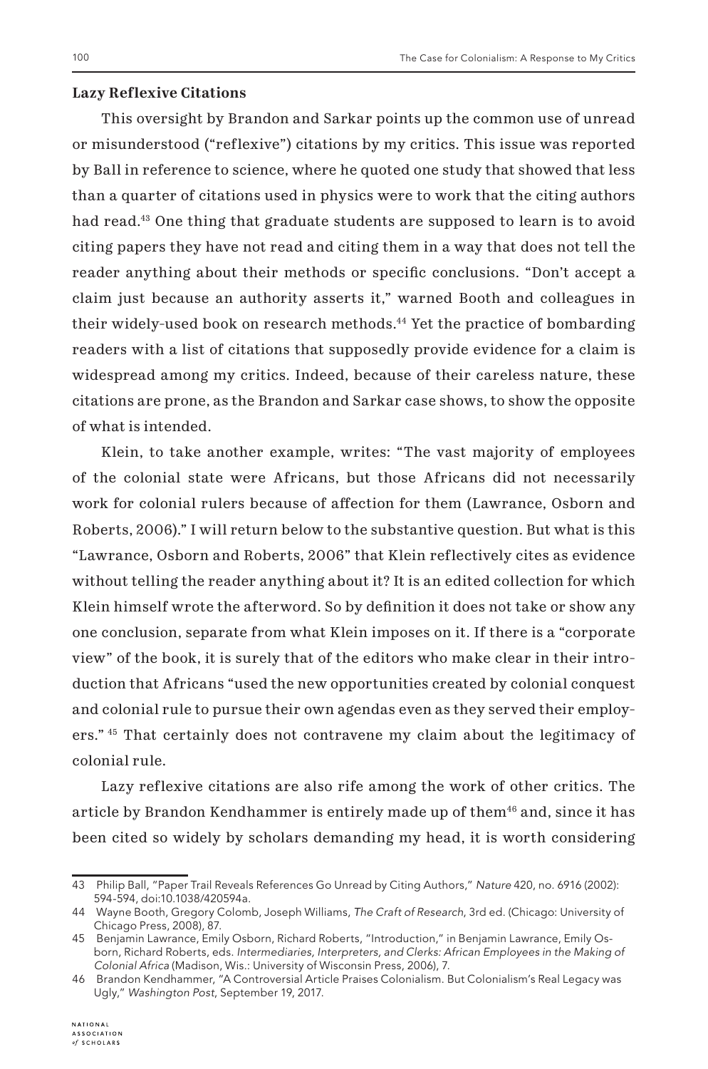### Lazy Reflexive Citations

This oversight by Brandon and Sarkar points up the common use of unread or misunderstood ("reflexive") citations by my critics. This issue was reported by Ball in reference to science, where he quoted one study that showed that less than a quarter of citations used in physics were to work that the citing authors had read.[43] One thing that graduate students are supposed to learn is to avoid citing papers they have not read and citing them in a way that does not tell the reader anything about their methods or specific conclusions. "Don't accept a claim just because an authority asserts it," warned Booth and colleagues in their widely-used book on research methods.[44] Yet the practice of bombarding readers with a list of citations that supposedly provide evidence for a claim is widespread among my critics. Indeed, because of their careless nature, these citations are prone, as the Brandon and Sarkar case shows, to show the opposite of what is intended.

Klein, to take another example, writes: "The vast majority of employees of the colonial state were Africans, but those Africans did not necessarily work for colonial rulers because of affection for them (Lawrance, Osborn and Roberts, 2006)." I will return below to the substantive question. But what is this "Lawrance, Osborn and Roberts, 2006" that Klein reflectively cites as evidence without telling the reader anything about it? It is an edited collection for which Klein himself wrote the afterword. So by definition it does not take or show any one conclusion, separate from what Klein imposes on it. If there is a "corporate view" of the book, it is surely that of the editors who make clear in their introduction that Africans "used the new opportunities created by colonial conquest and colonial rule to pursue their own agendas even as they served their employers."[45] That certainly does not contravene my claim about the legitimacy of colonial rule.

Lazy reflexive citations are also rife among the work of other critics. The article by Brandon Kendhammer is entirely made up of them[46] and, since it has been cited so widely by scholars demanding my head, it is worth considering

---

43 Philip Ball, "Paper Trail Reveals References Go Unread by Citing Authors," *Nature* 420, no. 6916 (2002): 594-594, doi:10.1038/420594a.

44 Wayne Booth, Gregory Colomb, Joseph Williams, *The Craft of Research*, 3rd ed. (Chicago: University of Chicago Press, 2008), 87.

45 Benjamin Lawrance, Emily Osborn, Richard Roberts, "Introduction," in Benjamin Lawrance, Emily Osborn, Richard Roberts, eds. *Intermediaries, Interpreters, and Clerks: African Employees in the Making of Colonial Africa* (Madison, Wis.: University of Wisconsin Press, 2006), 7.

46 Brandon Kendhammer, "A Controversial Article Praises Colonialism. But Colonialism's Real Legacy was Ugly," *Washington Post*, September 19, 2017.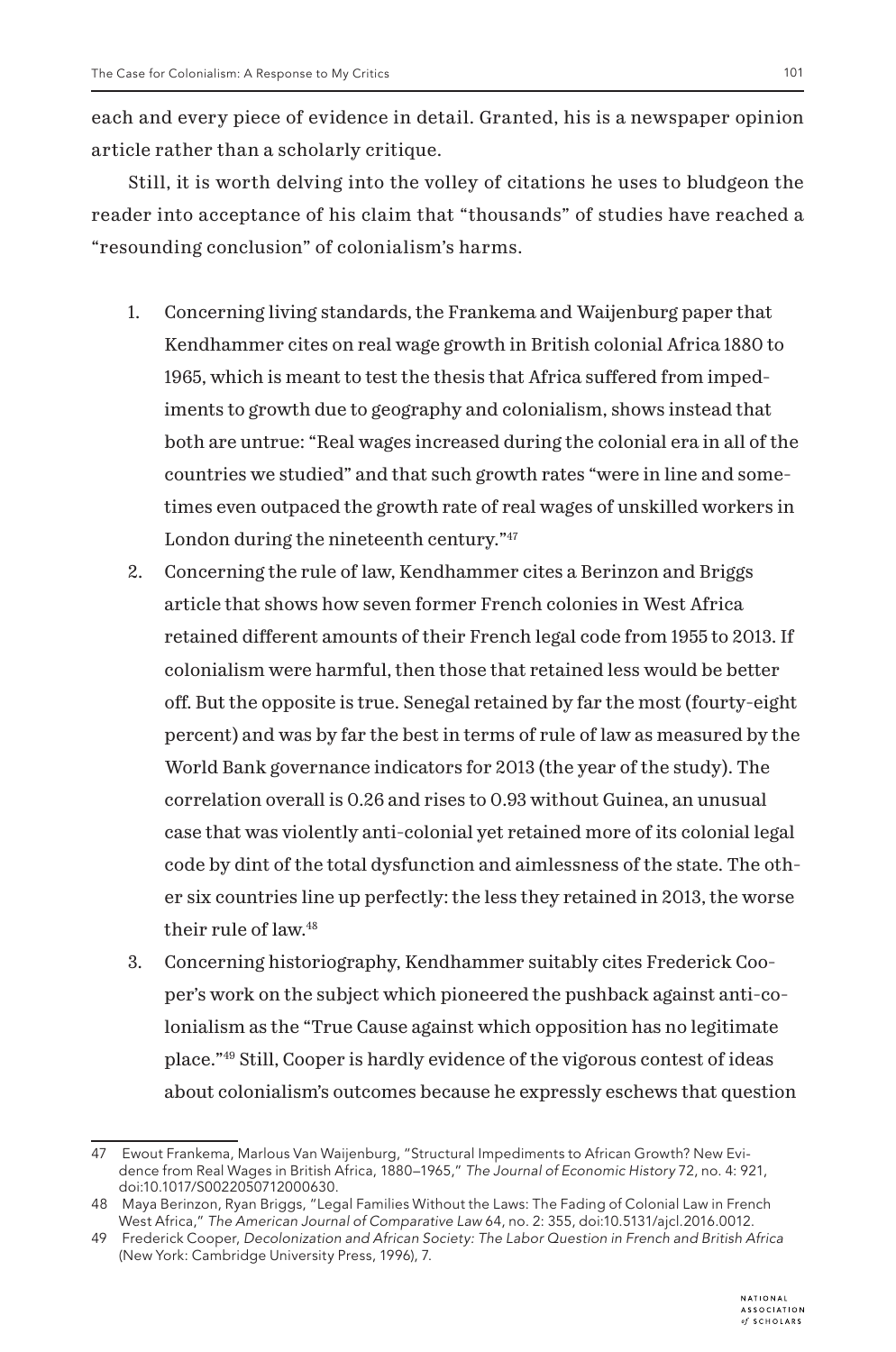each and every piece of evidence in detail. Granted, his is a newspaper opinion article rather than a scholarly critique.

Still, it is worth delving into the volley of citations he uses to bludgeon the reader into acceptance of his claim that "thousands" of studies have reached a "resounding conclusion" of colonialism's harms.

1. Concerning living standards, the Frankema and Waijenburg paper that Kendhammer cites on real wage growth in British colonial Africa 1880 to 1965, which is meant to test the thesis that Africa suffered from impediments to growth due to geography and colonialism, shows instead that both are untrue: "Real wages increased during the colonial era in all of the countries we studied" and that such growth rates "were in line and sometimes even outpaced the growth rate of real wages of unskilled workers in London during the nineteenth century."[47]
2. Concerning the rule of law, Kendhammer cites a Berinzon and Briggs article that shows how seven former French colonies in West Africa retained different amounts of their French legal code from 1955 to 2013. If colonialism were harmful, then those that retained less would be better off. But the opposite is true. Senegal retained by far the most (fourty-eight percent) and was by far the best in terms of rule of law as measured by the World Bank governance indicators for 2013 (the year of the study). The correlation overall is 0.26 and rises to 0.93 without Guinea, an unusual case that was violently anti-colonial yet retained more of its colonial legal code by dint of the total dysfunction and aimlessness of the state. The other six countries line up perfectly: the less they retained in 2013, the worse their rule of law.[48]
3. Concerning historiography, Kendhammer suitably cites Frederick Cooper's work on the subject which pioneered the pushback against anti-colonialism as the "True Cause against which opposition has no legitimate place."[49] Still, Cooper is hardly evidence of the vigorous contest of ideas about colonialism's outcomes because he expressly eschews that question

---

47 Ewout Frankema, Marlous Van Waijenburg, "Structural Impediments to African Growth? New Evidence from Real Wages in British Africa, 1880–1965," *The Journal of Economic History* 72, no. 4: 921, doi:10.1017/S0022050712000630.

48 Maya Berinzon, Ryan Briggs, "Legal Families Without the Laws: The Fading of Colonial Law in French West Africa," *The American Journal of Comparative Law* 64, no. 2: 355, doi:10.5131/ajcl.2016.0012.

49 Frederick Cooper, *Decolonization and African Society: The Labor Question in French and British Africa* (New York: Cambridge University Press, 1996), 7.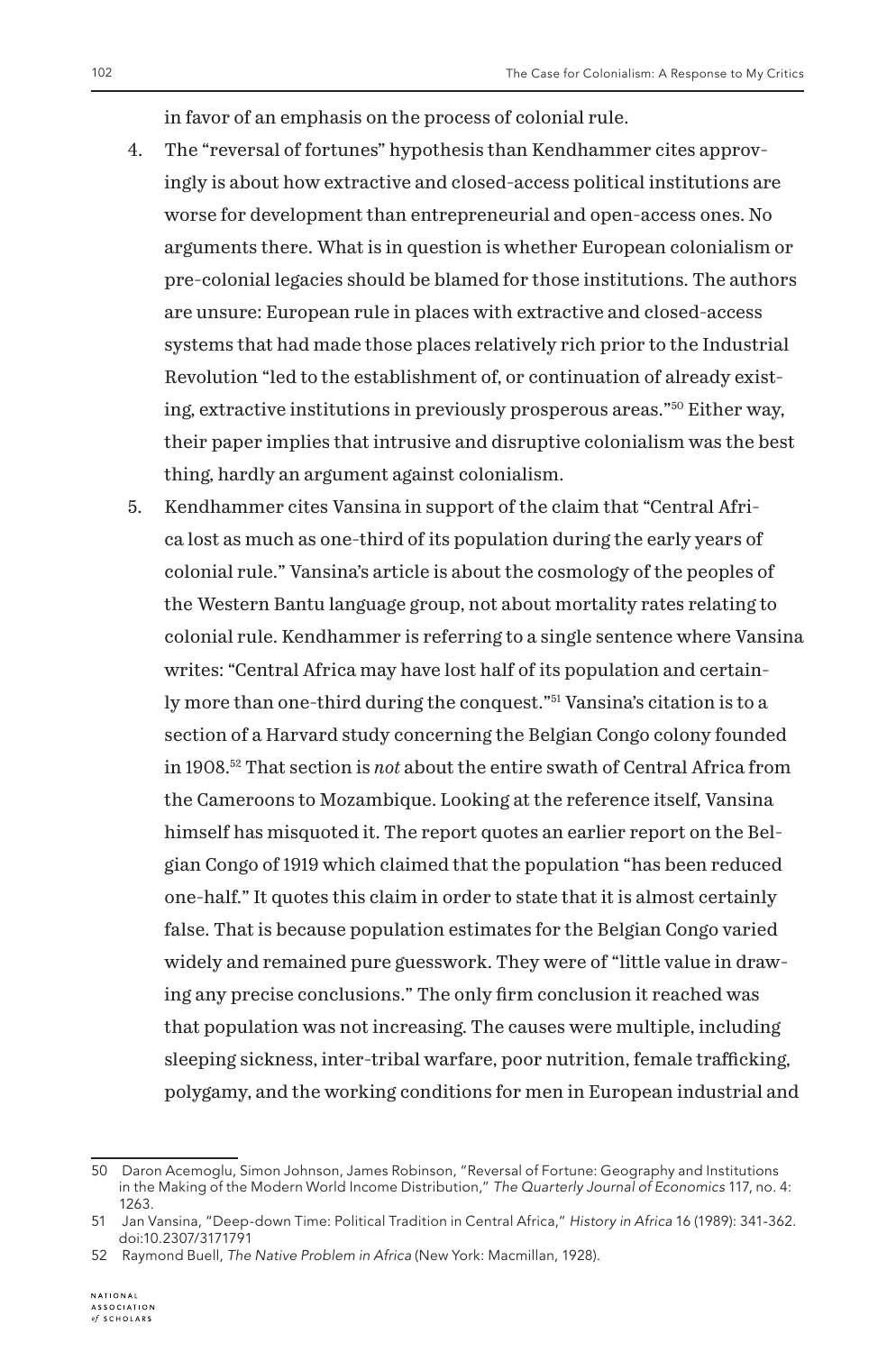in favor of an emphasis on the process of colonial rule.

4. The "reversal of fortunes" hypothesis than Kendhammer cites approvingly is about how extractive and closed-access political institutions are worse for development than entrepreneurial and open-access ones. No arguments there. What is in question is whether European colonialism or pre-colonial legacies should be blamed for those institutions. The authors are unsure: European rule in places with extractive and closed-access systems that had made those places relatively rich prior to the Industrial Revolution "led to the establishment of, or continuation of already existing, extractive institutions in previously prosperous areas."[50] Either way, their paper implies that intrusive and disruptive colonialism was the best thing, hardly an argument against colonialism.
5. Kendhammer cites Vansina in support of the claim that "Central Africa lost as much as one-third of its population during the early years of colonial rule." Vansina's article is about the cosmology of the peoples of the Western Bantu language group, not about mortality rates relating to colonial rule. Kendhammer is referring to a single sentence where Vansina writes: "Central Africa may have lost half of its population and certainly more than one-third during the conquest."[51] Vansina's citation is to a section of a Harvard study concerning the Belgian Congo colony founded in 1908.[52] That section is *not* about the entire swath of Central Africa from the Cameroons to Mozambique. Looking at the reference itself, Vansina himself has misquoted it. The report quotes an earlier report on the Belgian Congo of 1919 which claimed that the population "has been reduced one-half." It quotes this claim in order to state that it is almost certainly false. That is because population estimates for the Belgian Congo varied widely and remained pure guesswork. They were of "little value in drawing any precise conclusions." The only firm conclusion it reached was that population was not increasing. The causes were multiple, including sleeping sickness, inter-tribal warfare, poor nutrition, female trafficking, polygamy, and the working conditions for men in European industrial and

---

50 Daron Acemoglu, Simon Johnson, James Robinson, "Reversal of Fortune: Geography and Institutions in the Making of the Modern World Income Distribution," *The Quarterly Journal of Economics* 117, no. 4: 1263.

51 Jan Vansina, "Deep-down Time: Political Tradition in Central Africa," *History in Africa* 16 (1989): 341-362. doi:10.2307/3171791

52 Raymond Buell, *The Native Problem in Africa* (New York: Macmillan, 1928).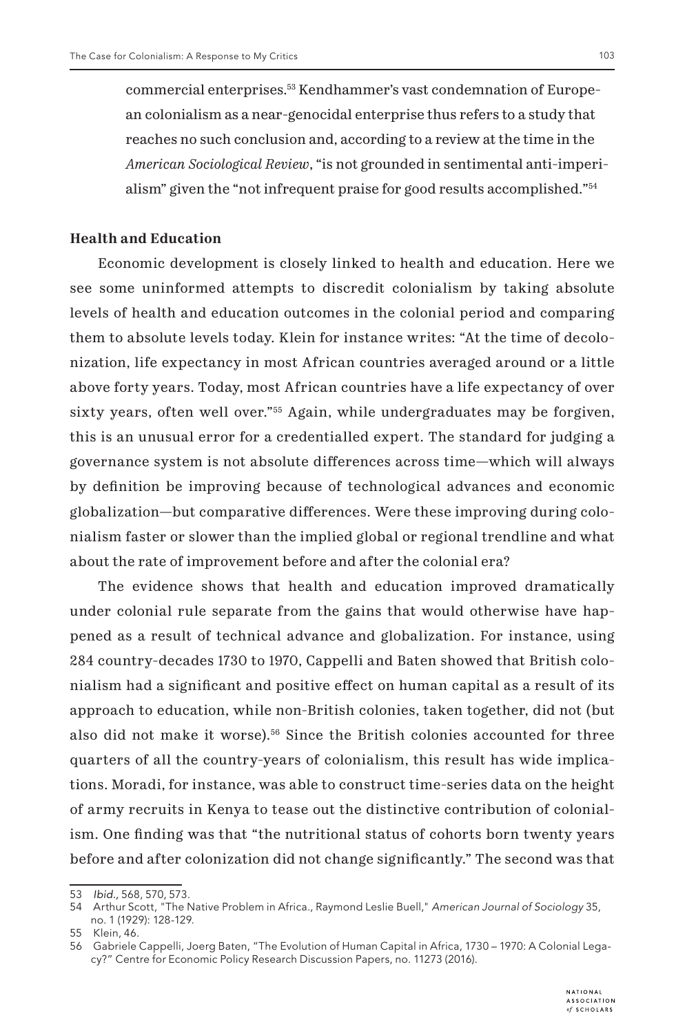commercial enterprises.[53] Kendhammer's vast condemnation of European colonialism as a near-genocidal enterprise thus refers to a study that reaches no such conclusion and, according to a review at the time in the *American Sociological Review*, "is not grounded in sentimental anti-imperialism" given the "not infrequent praise for good results accomplished."[54]

**Health and Education**

Economic development is closely linked to health and education. Here we see some uninformed attempts to discredit colonialism by taking absolute levels of health and education outcomes in the colonial period and comparing them to absolute levels today. Klein for instance writes: "At the time of decolonization, life expectancy in most African countries averaged around or a little above forty years. Today, most African countries have a life expectancy of over sixty years, often well over."[55] Again, while undergraduates may be forgiven, this is an unusual error for a credentialled expert. The standard for judging a governance system is not absolute differences across time—which will always by definition be improving because of technological advances and economic globalization—but comparative differences. Were these improving during colonialism faster or slower than the implied global or regional trendline and what about the rate of improvement before and after the colonial era?

The evidence shows that health and education improved dramatically under colonial rule separate from the gains that would otherwise have happened as a result of technical advance and globalization. For instance, using 284 country-decades 1730 to 1970, Cappelli and Baten showed that British colonialism had a significant and positive effect on human capital as a result of its approach to education, while non-British colonies, taken together, did not (but also did not make it worse).[56] Since the British colonies accounted for three quarters of all the country-years of colonialism, this result has wide implications. Moradi, for instance, was able to construct time-series data on the height of army recruits in Kenya to tease out the distinctive contribution of colonialism. One finding was that "the nutritional status of cohorts born twenty years before and after colonization did not change significantly." The second was that

---

53 *Ibid.*, 568, 570, 573.

54 Arthur Scott, "The Native Problem in Africa., Raymond Leslie Buell," *American Journal of Sociology* 35, no. 1 (1929): 128-129.

55 Klein, 46.

56 Gabriele Cappelli, Joerg Baten, "The Evolution of Human Capital in Africa, 1730 – 1970: A Colonial Legacy?" Centre for Economic Policy Research Discussion Papers, no. 11273 (2016).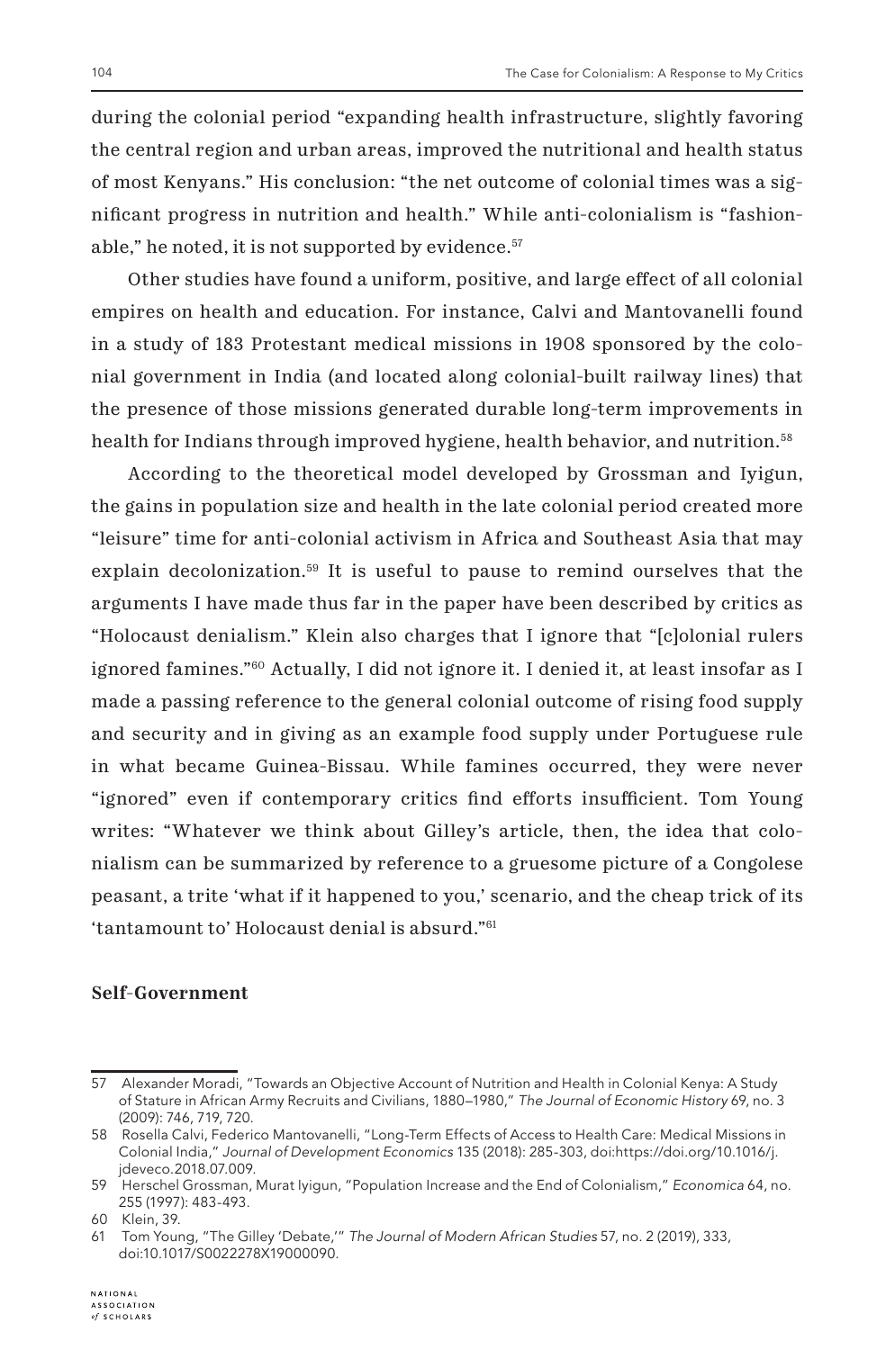during the colonial period "expanding health infrastructure, slightly favoring the central region and urban areas, improved the nutritional and health status of most Kenyans." His conclusion: "the net outcome of colonial times was a significant progress in nutrition and health." While anti-colonialism is "fashionable," he noted, it is not supported by evidence.[57]

Other studies have found a uniform, positive, and large effect of all colonial empires on health and education. For instance, Calvi and Mantovanelli found in a study of 183 Protestant medical missions in 1908 sponsored by the colonial government in India (and located along colonial-built railway lines) that the presence of those missions generated durable long-term improvements in health for Indians through improved hygiene, health behavior, and nutrition.[58]

According to the theoretical model developed by Grossman and Iyigun, the gains in population size and health in the late colonial period created more "leisure" time for anti-colonial activism in Africa and Southeast Asia that may explain decolonization.[59] It is useful to pause to remind ourselves that the arguments I have made thus far in the paper have been described by critics as "Holocaust denialism." Klein also charges that I ignore that "[c]olonial rulers ignored famines."[60] Actually, I did not ignore it. I denied it, at least insofar as I made a passing reference to the general colonial outcome of rising food supply and security and in giving as an example food supply under Portuguese rule in what became Guinea-Bissau. While famines occurred, they were never "ignored" even if contemporary critics find efforts insufficient. Tom Young writes: "Whatever we think about Gilley's article, then, the idea that colonialism can be summarized by reference to a gruesome picture of a Congolese peasant, a trite 'what if it happened to you,' scenario, and the cheap trick of its 'tantamount to' Holocaust denial is absurd."[61]

## Self-Government

---

57 Alexander Moradi, "Towards an Objective Account of Nutrition and Health in Colonial Kenya: A Study of Stature in African Army Recruits and Civilians, 1880–1980," *The Journal of Economic History* 69, no. 3 (2009): 746, 719, 720.

58 Rosella Calvi, Federico Mantovanelli, "Long-Term Effects of Access to Health Care: Medical Missions in Colonial India," *Journal of Development Economics* 135 (2018): 285-303, doi:https://doi.org/10.1016/j.jdeveco.2018.07.009.

59 Herschel Grossman, Murat Iyigun, "Population Increase and the End of Colonialism," *Economica* 64, no. 255 (1997): 483-493.

60 Klein, 39.

61 Tom Young, "The Gilley 'Debate,'" *The Journal of Modern African Studies* 57, no. 2 (2019), 333, doi:10.1017/S0022278X19000090.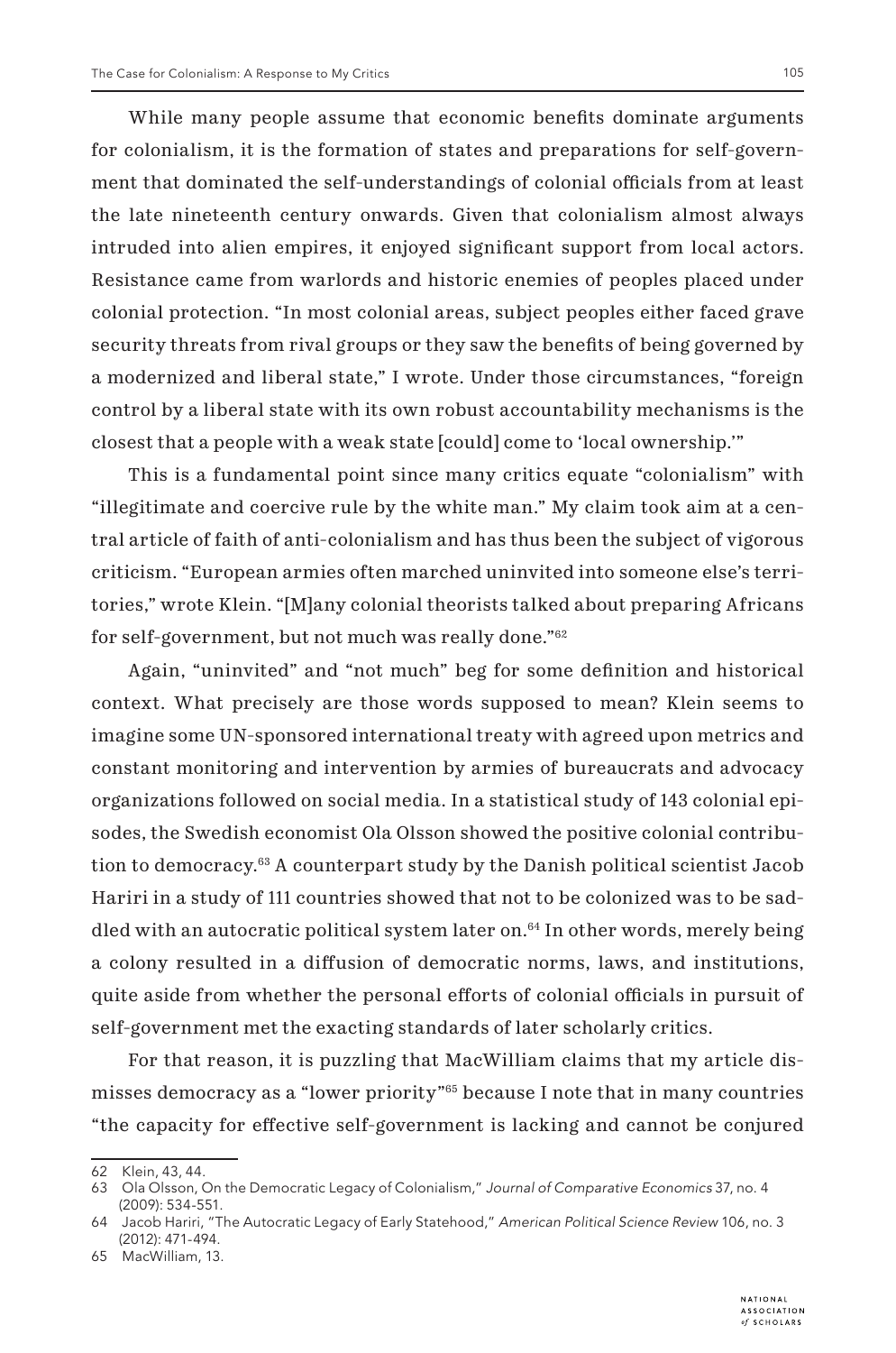While many people assume that economic benefits dominate arguments for colonialism, it is the formation of states and preparations for self-government that dominated the self-understandings of colonial officials from at least the late nineteenth century onwards. Given that colonialism almost always intruded into alien empires, it enjoyed significant support from local actors. Resistance came from warlords and historic enemies of peoples placed under colonial protection. "In most colonial areas, subject peoples either faced grave security threats from rival groups or they saw the benefits of being governed by a modernized and liberal state," I wrote. Under those circumstances, "foreign control by a liberal state with its own robust accountability mechanisms is the closest that a people with a weak state [could] come to 'local ownership.'"

This is a fundamental point since many critics equate "colonialism" with "illegitimate and coercive rule by the white man." My claim took aim at a central article of faith of anti-colonialism and has thus been the subject of vigorous criticism. "European armies often marched uninvited into someone else's territories," wrote Klein. "[M]any colonial theorists talked about preparing Africans for self-government, but not much was really done."[62]

Again, "uninvited" and "not much" beg for some definition and historical context. What precisely are those words supposed to mean? Klein seems to imagine some UN-sponsored international treaty with agreed upon metrics and constant monitoring and intervention by armies of bureaucrats and advocacy organizations followed on social media. In a statistical study of 143 colonial episodes, the Swedish economist Ola Olsson showed the positive colonial contribution to democracy.[63] A counterpart study by the Danish political scientist Jacob Hariri in a study of 111 countries showed that not to be colonized was to be saddled with an autocratic political system later on.[64] In other words, merely being a colony resulted in a diffusion of democratic norms, laws, and institutions, quite aside from whether the personal efforts of colonial officials in pursuit of self-government met the exacting standards of later scholarly critics.

For that reason, it is puzzling that MacWilliam claims that my article dismisses democracy as a "lower priority"[65] because I note that in many countries "the capacity for effective self-government is lacking and cannot be conjured

---

62 Klein, 43, 44.

63 Ola Olsson, On the Democratic Legacy of Colonialism," *Journal of Comparative Economics* 37, no. 4 (2009): 534-551.

64 Jacob Hariri, "The Autocratic Legacy of Early Statehood," *American Political Science Review* 106, no. 3 (2012): 471-494.

65 MacWilliam, 13.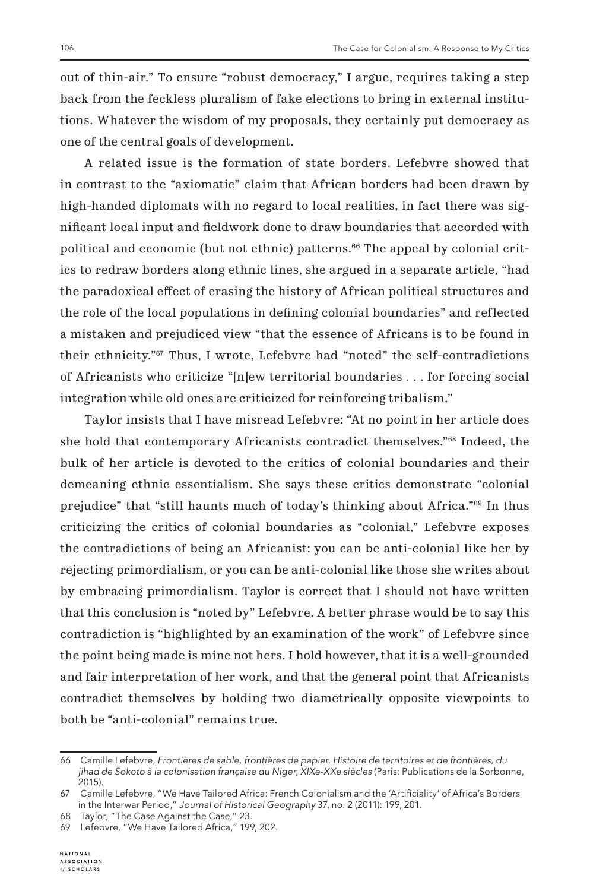out of thin-air." To ensure "robust democracy," I argue, requires taking a step back from the feckless pluralism of fake elections to bring in external institutions. Whatever the wisdom of my proposals, they certainly put democracy as one of the central goals of development.

A related issue is the formation of state borders. Lefebvre showed that in contrast to the "axiomatic" claim that African borders had been drawn by high-handed diplomats with no regard to local realities, in fact there was significant local input and fieldwork done to draw boundaries that accorded with political and economic (but not ethnic) patterns.[66] The appeal by colonial critics to redraw borders along ethnic lines, she argued in a separate article, "had the paradoxical effect of erasing the history of African political structures and the role of the local populations in defining colonial boundaries" and reflected a mistaken and prejudiced view "that the essence of Africans is to be found in their ethnicity."[67] Thus, I wrote, Lefebvre had "noted" the self-contradictions of Africanists who criticize "[n]ew territorial boundaries . . . for forcing social integration while old ones are criticized for reinforcing tribalism."

Taylor insists that I have misread Lefebvre: "At no point in her article does she hold that contemporary Africanists contradict themselves."[68] Indeed, the bulk of her article is devoted to the critics of colonial boundaries and their demeaning ethnic essentialism. She says these critics demonstrate "colonial prejudice" that "still haunts much of today's thinking about Africa."[69] In thus criticizing the critics of colonial boundaries as "colonial," Lefebvre exposes the contradictions of being an Africanist: you can be anti-colonial like her by rejecting primordialism, or you can be anti-colonial like those she writes about by embracing primordialism. Taylor is correct that I should not have written that this conclusion is "noted by" Lefebvre. A better phrase would be to say this contradiction is "highlighted by an examination of the work" of Lefebvre since the point being made is mine not hers. I hold however, that it is a well-grounded and fair interpretation of her work, and that the general point that Africanists contradict themselves by holding two diametrically opposite viewpoints to both be "anti-colonial" remains true.

---

66 Camille Lefebvre, *Frontières de sable, frontières de papier. Histoire de territoires et de frontières, du jihad de Sokoto à la colonisation française du Niger, XIXe-XXe siècles* (Paris: Publications de la Sorbonne, 2015).

67 Camille Lefebvre, "We Have Tailored Africa: French Colonialism and the 'Artificiality' of Africa's Borders in the Interwar Period," *Journal of Historical Geography* 37, no. 2 (2011): 199, 201.

68 Taylor, "The Case Against the Case," 23.

69 Lefebvre, "We Have Tailored Africa," 199, 202.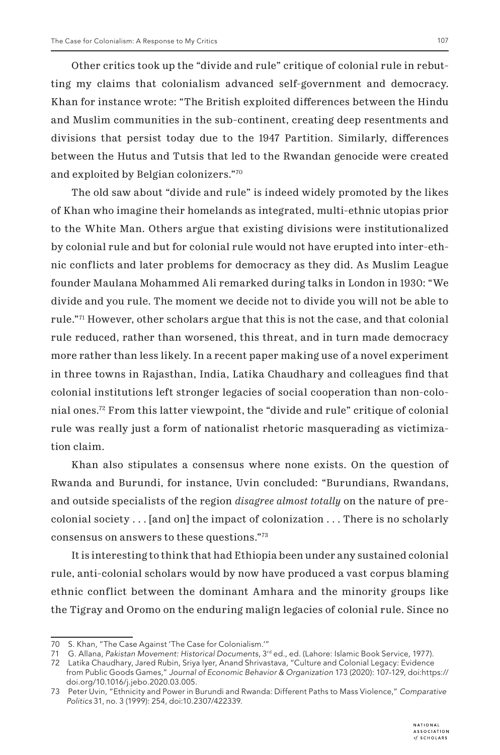Other critics took up the "divide and rule" critique of colonial rule in rebutting my claims that colonialism advanced self-government and democracy. Khan for instance wrote: "The British exploited differences between the Hindu and Muslim communities in the sub-continent, creating deep resentments and divisions that persist today due to the 1947 Partition. Similarly, differences between the Hutus and Tutsis that led to the Rwandan genocide were created and exploited by Belgian colonizers."[70]

The old saw about "divide and rule" is indeed widely promoted by the likes of Khan who imagine their homelands as integrated, multi-ethnic utopias prior to the White Man. Others argue that existing divisions were institutionalized by colonial rule and but for colonial rule would not have erupted into inter-ethnic conflicts and later problems for democracy as they did. As Muslim League founder Maulana Mohammed Ali remarked during talks in London in 1930: "We divide and you rule. The moment we decide not to divide you will not be able to rule."[71] However, other scholars argue that this is not the case, and that colonial rule reduced, rather than worsened, this threat, and in turn made democracy more rather than less likely. In a recent paper making use of a novel experiment in three towns in Rajasthan, India, Latika Chaudhary and colleagues find that colonial institutions left stronger legacies of social cooperation than non-colonial ones.[72] From this latter viewpoint, the "divide and rule" critique of colonial rule was really just a form of nationalist rhetoric masquerading as victimization claim.

Khan also stipulates a consensus where none exists. On the question of Rwanda and Burundi, for instance, Uvin concluded: "Burundians, Rwandans, and outside specialists of the region *disagree almost totally* on the nature of precolonial society . . . [and on] the impact of colonization . . . There is no scholarly consensus on answers to these questions."[73]

It is interesting to think that had Ethiopia been under any sustained colonial rule, anti-colonial scholars would by now have produced a vast corpus blaming ethnic conflict between the dominant Amhara and the minority groups like the Tigray and Oromo on the enduring malign legacies of colonial rule. Since no

---

70 S. Khan, "The Case Against 'The Case for Colonialism.'"

71 G. Allana, *Pakistan Movement: Historical Documents*, 3rd ed., ed. (Lahore: Islamic Book Service, 1977).

72 Latika Chaudhary, Jared Rubin, Sriya Iyer, Anand Shrivastava, "Culture and Colonial Legacy: Evidence from Public Goods Games," *Journal of Economic Behavior & Organization* 173 (2020): 107-129, doi:https://doi.org/10.1016/j.jebo.2020.03.005.

73 Peter Uvin, "Ethnicity and Power in Burundi and Rwanda: Different Paths to Mass Violence," *Comparative Politics* 31, no. 3 (1999): 254, doi:10.2307/422339.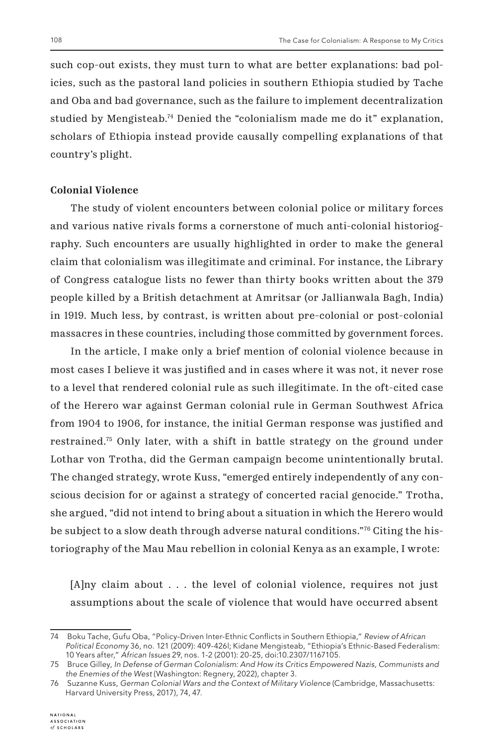such cop-out exists, they must turn to what are better explanations: bad policies, such as the pastoral land policies in southern Ethiopia studied by Tache and Oba and bad governance, such as the failure to implement decentralization studied by Mengisteab.[74] Denied the "colonialism made me do it" explanation, scholars of Ethiopia instead provide causally compelling explanations of that country's plight.

**Colonial Violence**

The study of violent encounters between colonial police or military forces and various native rivals forms a cornerstone of much anti-colonial historiography. Such encounters are usually highlighted in order to make the general claim that colonialism was illegitimate and criminal. For instance, the Library of Congress catalogue lists no fewer than thirty books written about the 379 people killed by a British detachment at Amritsar (or Jallianwala Bagh, India) in 1919. Much less, by contrast, is written about pre-colonial or post-colonial massacres in these countries, including those committed by government forces.

In the article, I make only a brief mention of colonial violence because in most cases I believe it was justified and in cases where it was not, it never rose to a level that rendered colonial rule as such illegitimate. In the oft-cited case of the Herero war against German colonial rule in German Southwest Africa from 1904 to 1906, for instance, the initial German response was justified and restrained.[75] Only later, with a shift in battle strategy on the ground under Lothar von Trotha, did the German campaign become unintentionally brutal. The changed strategy, wrote Kuss, "emerged entirely independently of any conscious decision for or against a strategy of concerted racial genocide." Trotha, she argued, "did not intend to bring about a situation in which the Herero would be subject to a slow death through adverse natural conditions."[76] Citing the historiography of the Mau Mau rebellion in colonial Kenya as an example, I wrote:

> [A]ny claim about . . . the level of colonial violence, requires not just assumptions about the scale of violence that would have occurred absent

---

74 Boku Tache, Gufu Oba, "Policy-Driven Inter-Ethnic Conflicts in Southern Ethiopia," *Review of African Political Economy* 36, no. 121 (2009): 409-426l; Kidane Mengisteab, "Ethiopia's Ethnic-Based Federalism: 10 Years after," *African Issues* 29, nos. 1-2 (2001): 20-25, doi:10.2307/1167105.

75 Bruce Gilley, *In Defense of German Colonialism: And How its Critics Empowered Nazis, Communists and the Enemies of the West* (Washington: Regnery, 2022), chapter 3.

76 Suzanne Kuss, *German Colonial Wars and the Context of Military Violence* (Cambridge, Massachusetts: Harvard University Press, 2017), 74, 47.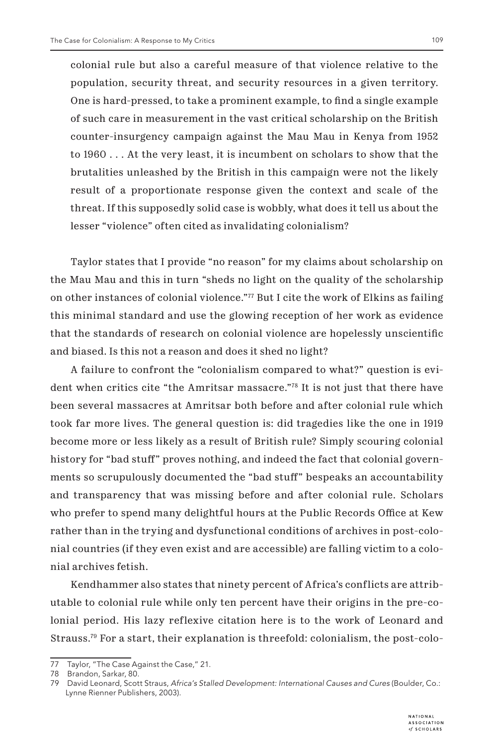> colonial rule but also a careful measure of that violence relative to the population, security threat, and security resources in a given territory. One is hard-pressed, to take a prominent example, to find a single example of such care in measurement in the vast critical scholarship on the British counter-insurgency campaign against the Mau Mau in Kenya from 1952 to 1960 . . . At the very least, it is incumbent on scholars to show that the brutalities unleashed by the British in this campaign were not the likely result of a proportionate response given the context and scale of the threat. If this supposedly solid case is wobbly, what does it tell us about the lesser "violence" often cited as invalidating colonialism?

Taylor states that I provide "no reason" for my claims about scholarship on the Mau Mau and this in turn "sheds no light on the quality of the scholarship on other instances of colonial violence."[77] But I cite the work of Elkins as failing this minimal standard and use the glowing reception of her work as evidence that the standards of research on colonial violence are hopelessly unscientific and biased. Is this not a reason and does it shed no light?

A failure to confront the "colonialism compared to what?" question is evident when critics cite "the Amritsar massacre."[78] It is not just that there have been several massacres at Amritsar both before and after colonial rule which took far more lives. The general question is: did tragedies like the one in 1919 become more or less likely as a result of British rule? Simply scouring colonial history for "bad stuff" proves nothing, and indeed the fact that colonial governments so scrupulously documented the "bad stuff" bespeaks an accountability and transparency that was missing before and after colonial rule. Scholars who prefer to spend many delightful hours at the Public Records Office at Kew rather than in the trying and dysfunctional conditions of archives in post-colonial countries (if they even exist and are accessible) are falling victim to a colonial archives fetish.

Kendhammer also states that ninety percent of Africa's conflicts are attributable to colonial rule while only ten percent have their origins in the pre-colonial period. His lazy reflexive citation here is to the work of Leonard and Strauss.[79] For a start, their explanation is threefold: colonialism, the post-colo-

---

77 Taylor, "The Case Against the Case," 21.

78 Brandon, Sarkar, 80.

79 David Leonard, Scott Straus, *Africa's Stalled Development: International Causes and Cures* (Boulder, Co.: Lynne Rienner Publishers, 2003).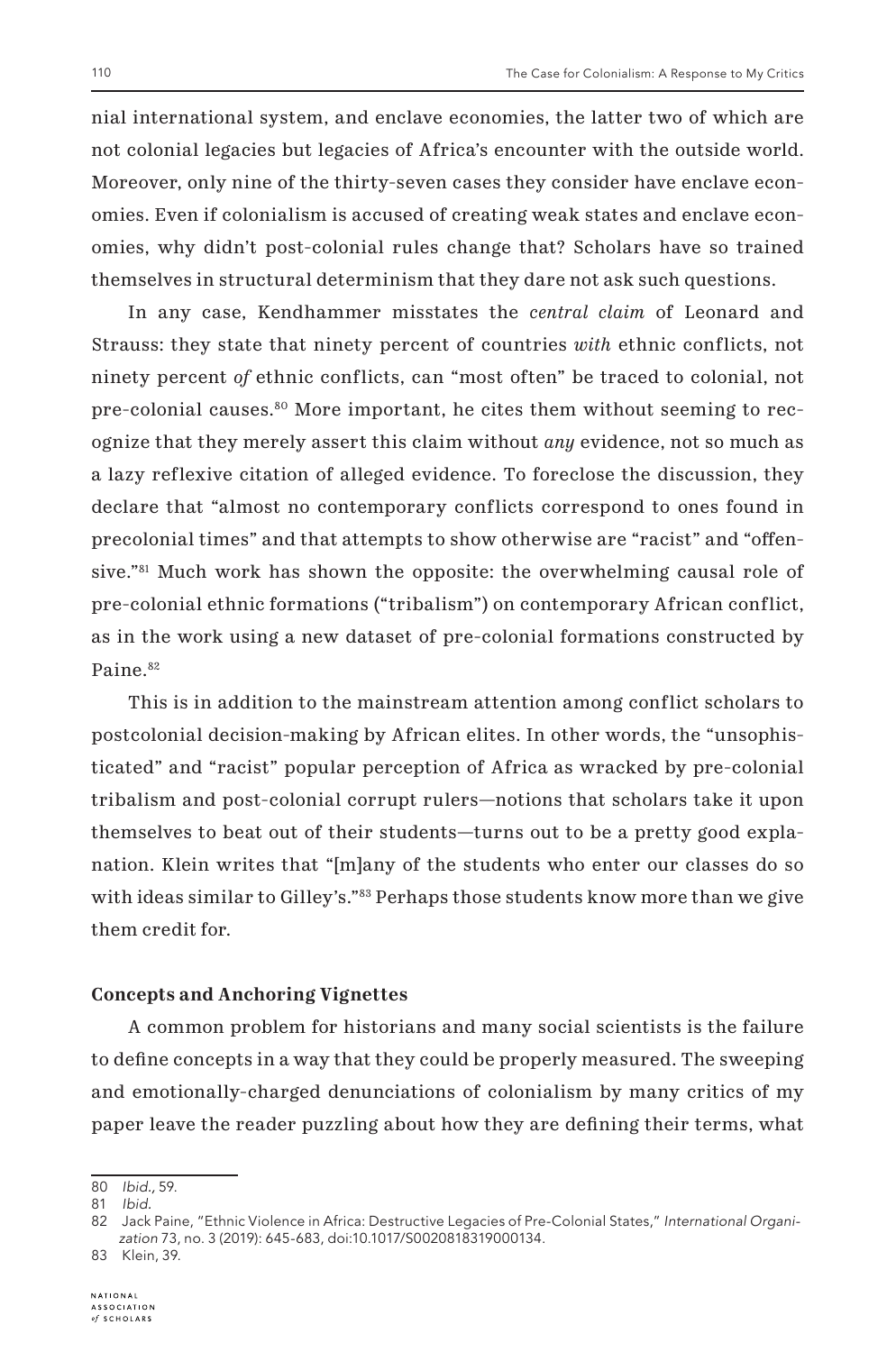nial international system, and enclave economies, the latter two of which are not colonial legacies but legacies of Africa's encounter with the outside world. Moreover, only nine of the thirty-seven cases they consider have enclave economies. Even if colonialism is accused of creating weak states and enclave economies, why didn't post-colonial rules change that? Scholars have so trained themselves in structural determinism that they dare not ask such questions.

In any case, Kendhammer misstates the *central claim* of Leonard and Strauss: they state that ninety percent of countries *with* ethnic conflicts, not ninety percent *of* ethnic conflicts, can "most often" be traced to colonial, not pre-colonial causes.[80] More important, he cites them without seeming to recognize that they merely assert this claim without *any* evidence, not so much as a lazy reflexive citation of alleged evidence. To foreclose the discussion, they declare that "almost no contemporary conflicts correspond to ones found in precolonial times" and that attempts to show otherwise are "racist" and "offensive."[81] Much work has shown the opposite: the overwhelming causal role of pre-colonial ethnic formations ("tribalism") on contemporary African conflict, as in the work using a new dataset of pre-colonial formations constructed by Paine.[82]

This is in addition to the mainstream attention among conflict scholars to postcolonial decision-making by African elites. In other words, the "unsophisticated" and "racist" popular perception of Africa as wracked by pre-colonial tribalism and post-colonial corrupt rulers—notions that scholars take it upon themselves to beat out of their students—turns out to be a pretty good explanation. Klein writes that "[m]any of the students who enter our classes do so with ideas similar to Gilley's."[83] Perhaps those students know more than we give them credit for.

### Concepts and Anchoring Vignettes

A common problem for historians and many social scientists is the failure to define concepts in a way that they could be properly measured. The sweeping and emotionally-charged denunciations of colonialism by many critics of my paper leave the reader puzzling about how they are defining their terms, what

---

80 *Ibid.*, 59.

81 *Ibid.*

82 Jack Paine, "Ethnic Violence in Africa: Destructive Legacies of Pre-Colonial States," *International Organization* 73, no. 3 (2019): 645-683, doi:10.1017/S0020818319000134.

83 Klein, 39.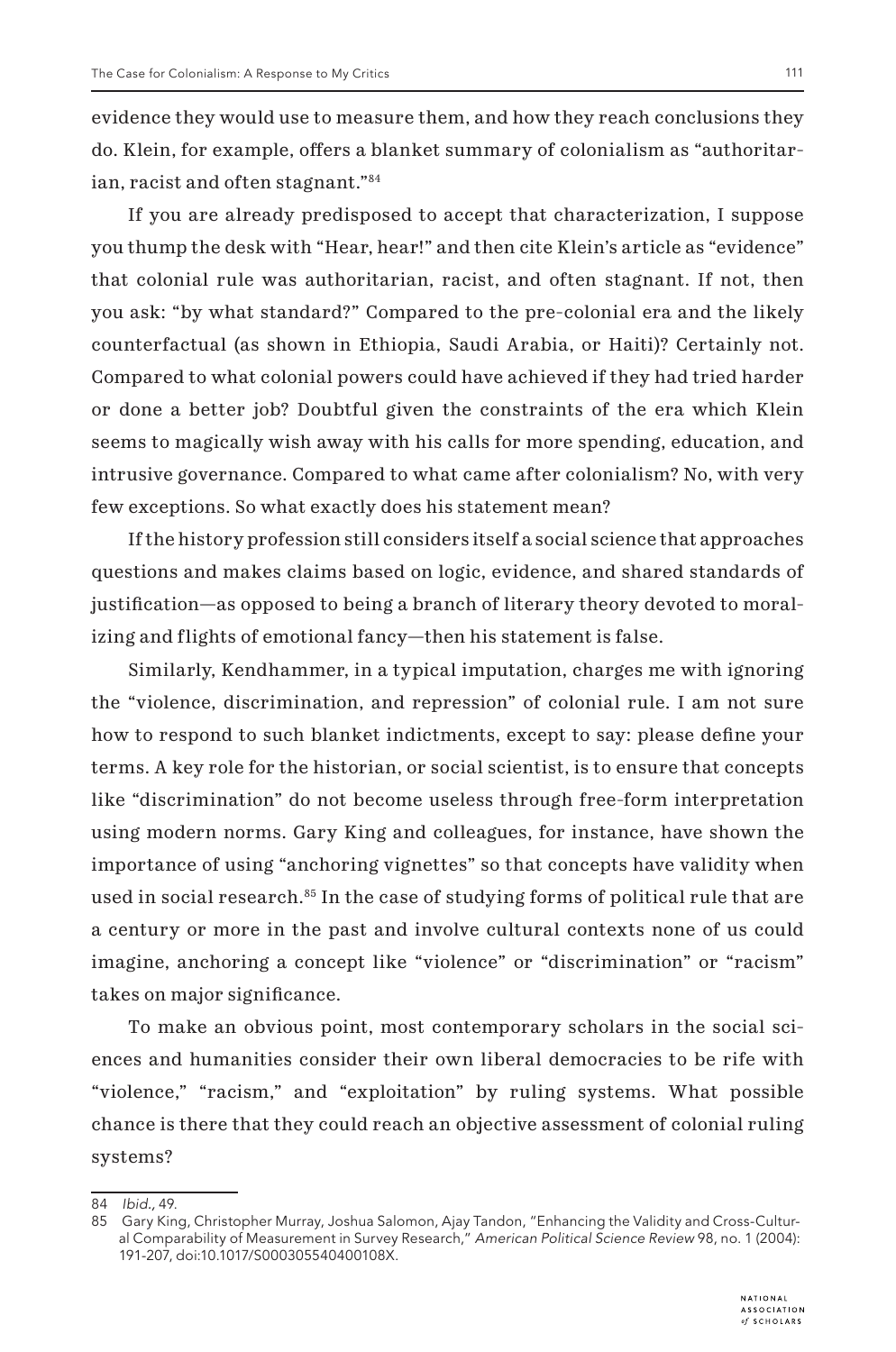evidence they would use to measure them, and how they reach conclusions they do. Klein, for example, offers a blanket summary of colonialism as "authoritarian, racist and often stagnant."[84]

If you are already predisposed to accept that characterization, I suppose you thump the desk with "Hear, hear!" and then cite Klein's article as "evidence" that colonial rule was authoritarian, racist, and often stagnant. If not, then you ask: "by what standard?" Compared to the pre-colonial era and the likely counterfactual (as shown in Ethiopia, Saudi Arabia, or Haiti)? Certainly not. Compared to what colonial powers could have achieved if they had tried harder or done a better job? Doubtful given the constraints of the era which Klein seems to magically wish away with his calls for more spending, education, and intrusive governance. Compared to what came after colonialism? No, with very few exceptions. So what exactly does his statement mean?

If the history profession still considers itself a social science that approaches questions and makes claims based on logic, evidence, and shared standards of justification—as opposed to being a branch of literary theory devoted to moralizing and flights of emotional fancy—then his statement is false.

Similarly, Kendhammer, in a typical imputation, charges me with ignoring the "violence, discrimination, and repression" of colonial rule. I am not sure how to respond to such blanket indictments, except to say: please define your terms. A key role for the historian, or social scientist, is to ensure that concepts like "discrimination" do not become useless through free-form interpretation using modern norms. Gary King and colleagues, for instance, have shown the importance of using "anchoring vignettes" so that concepts have validity when used in social research.[85] In the case of studying forms of political rule that are a century or more in the past and involve cultural contexts none of us could imagine, anchoring a concept like "violence" or "discrimination" or "racism" takes on major significance.

To make an obvious point, most contemporary scholars in the social sciences and humanities consider their own liberal democracies to be rife with "violence," "racism," and "exploitation" by ruling systems. What possible chance is there that they could reach an objective assessment of colonial ruling systems?

---

84 *Ibid.,* 49.

85 Gary King, Christopher Murray, Joshua Salomon, Ajay Tandon, "Enhancing the Validity and Cross-Cultural Comparability of Measurement in Survey Research," *American Political Science Review* 98, no. 1 (2004): 191-207, doi:10.1017/S000305540400108X.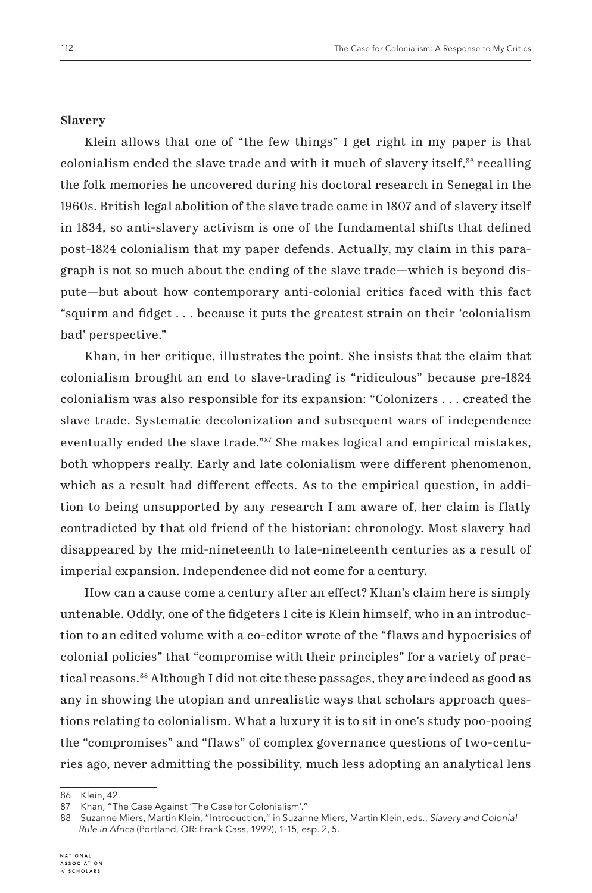**Slavery**

Klein allows that one of "the few things" I get right in my paper is that colonialism ended the slave trade and with it much of slavery itself,[86] recalling the folk memories he uncovered during his doctoral research in Senegal in the 1960s. British legal abolition of the slave trade came in 1807 and of slavery itself in 1834, so anti-slavery activism is one of the fundamental shifts that defined post-1824 colonialism that my paper defends. Actually, my claim in this paragraph is not so much about the ending of the slave trade—which is beyond dispute—but about how contemporary anti-colonial critics faced with this fact "squirm and fidget . . . because it puts the greatest strain on their 'colonialism bad' perspective."

Khan, in her critique, illustrates the point. She insists that the claim that colonialism brought an end to slave-trading is "ridiculous" because pre-1824 colonialism was also responsible for its expansion: "Colonizers . . . created the slave trade. Systematic decolonization and subsequent wars of independence eventually ended the slave trade."[87] She makes logical and empirical mistakes, both whoppers really. Early and late colonialism were different phenomenon, which as a result had different effects. As to the empirical question, in addition to being unsupported by any research I am aware of, her claim is flatly contradicted by that old friend of the historian: chronology. Most slavery had disappeared by the mid-nineteenth to late-nineteenth centuries as a result of imperial expansion. Independence did not come for a century.

How can a cause come a century after an effect? Khan's claim here is simply untenable. Oddly, one of the fidgeters I cite is Klein himself, who in an introduction to an edited volume with a co-editor wrote of the "flaws and hypocrisies of colonial policies" that "compromise with their principles" for a variety of practical reasons.[88] Although I did not cite these passages, they are indeed as good as any in showing the utopian and unrealistic ways that scholars approach questions relating to colonialism. What a luxury it is to sit in one's study poo-pooing the "compromises" and "flaws" of complex governance questions of two-centuries ago, never admitting the possibility, much less adopting an analytical lens

---

86 Klein, 42.

87 Khan, "The Case Against 'The Case for Colonialism'."

88 Suzanne Miers, Martin Klein, "Introduction," in Suzanne Miers, Martin Klein, eds., *Slavery and Colonial Rule in Africa* (Portland, OR: Frank Cass, 1999), 1-15, esp. 2, 5.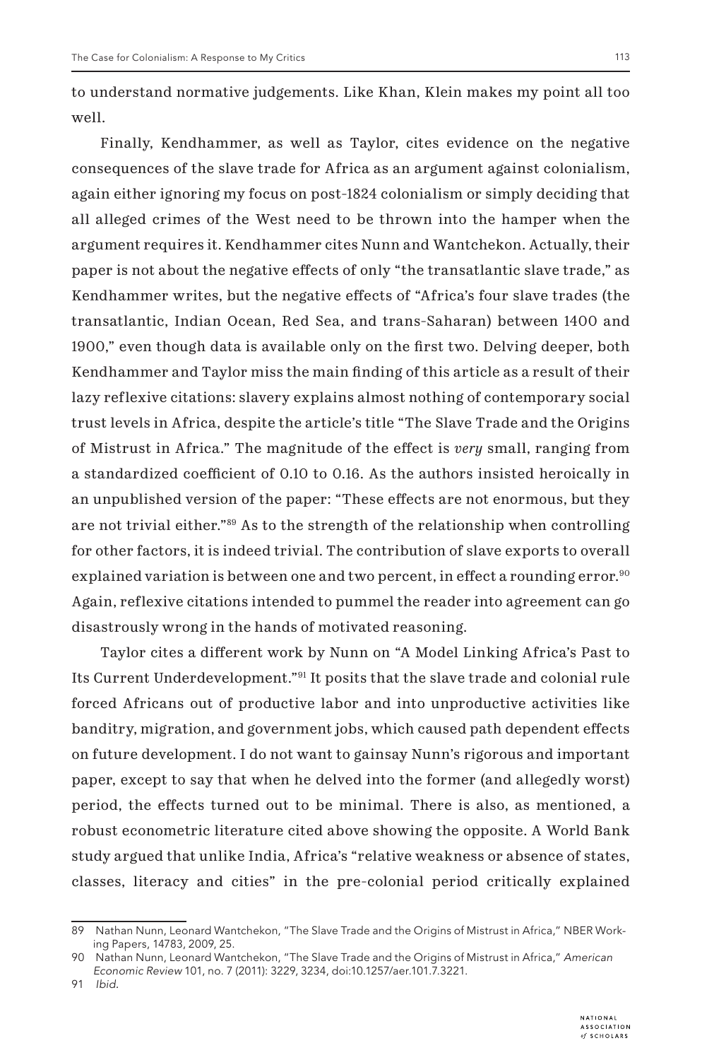to understand normative judgements. Like Khan, Klein makes my point all too well.

Finally, Kendhammer, as well as Taylor, cites evidence on the negative consequences of the slave trade for Africa as an argument against colonialism, again either ignoring my focus on post-1824 colonialism or simply deciding that all alleged crimes of the West need to be thrown into the hamper when the argument requires it. Kendhammer cites Nunn and Wantchekon. Actually, their paper is not about the negative effects of only "the transatlantic slave trade," as Kendhammer writes, but the negative effects of "Africa's four slave trades (the transatlantic, Indian Ocean, Red Sea, and trans-Saharan) between 1400 and 1900," even though data is available only on the first two. Delving deeper, both Kendhammer and Taylor miss the main finding of this article as a result of their lazy reflexive citations: slavery explains almost nothing of contemporary social trust levels in Africa, despite the article's title "The Slave Trade and the Origins of Mistrust in Africa." The magnitude of the effect is *very* small, ranging from a standardized coefficient of 0.10 to 0.16. As the authors insisted heroically in an unpublished version of the paper: "These effects are not enormous, but they are not trivial either."[89] As to the strength of the relationship when controlling for other factors, it is indeed trivial. The contribution of slave exports to overall explained variation is between one and two percent, in effect a rounding error.[90] Again, reflexive citations intended to pummel the reader into agreement can go disastrously wrong in the hands of motivated reasoning.

Taylor cites a different work by Nunn on "A Model Linking Africa's Past to Its Current Underdevelopment."[91] It posits that the slave trade and colonial rule forced Africans out of productive labor and into unproductive activities like banditry, migration, and government jobs, which caused path dependent effects on future development. I do not want to gainsay Nunn's rigorous and important paper, except to say that when he delved into the former (and allegedly worst) period, the effects turned out to be minimal. There is also, as mentioned, a robust econometric literature cited above showing the opposite. A World Bank study argued that unlike India, Africa's "relative weakness or absence of states, classes, literacy and cities" in the pre-colonial period critically explained

---

89 Nathan Nunn, Leonard Wantchekon, "The Slave Trade and the Origins of Mistrust in Africa," NBER Working Papers, 14783, 2009, 25.

90 Nathan Nunn, Leonard Wantchekon, "The Slave Trade and the Origins of Mistrust in Africa," *American Economic Review* 101, no. 7 (2011): 3229, 3234, doi:10.1257/aer.101.7.3221.

91 *Ibid.*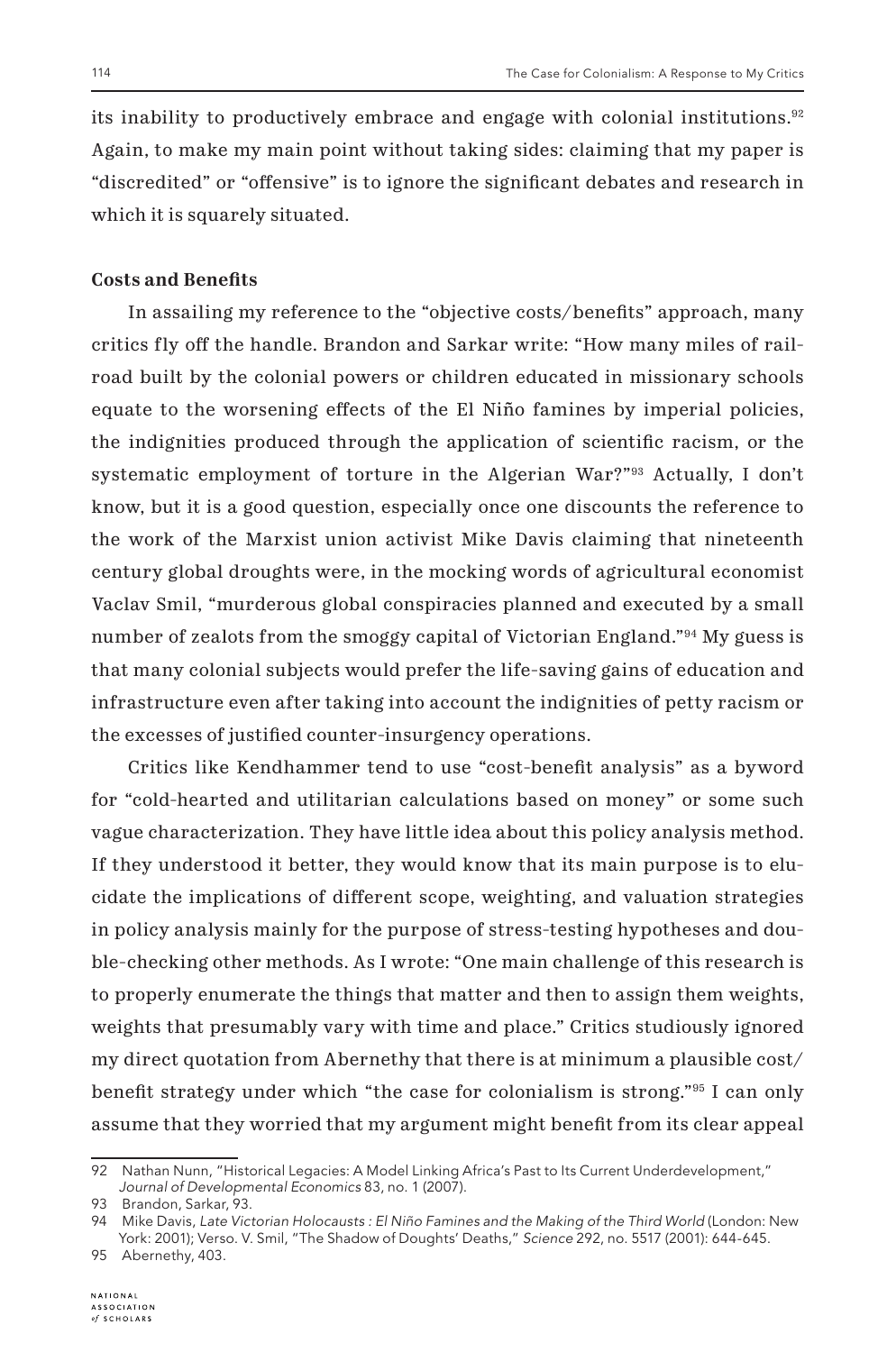its inability to productively embrace and engage with colonial institutions.[92] Again, to make my main point without taking sides: claiming that my paper is "discredited" or "offensive" is to ignore the significant debates and research in which it is squarely situated.

**Costs and Benefits**

In assailing my reference to the "objective costs/benefits" approach, many critics fly off the handle. Brandon and Sarkar write: "How many miles of railroad built by the colonial powers or children educated in missionary schools equate to the worsening effects of the El Niño famines by imperial policies, the indignities produced through the application of scientific racism, or the systematic employment of torture in the Algerian War?"[93] Actually, I don't know, but it is a good question, especially once one discounts the reference to the work of the Marxist union activist Mike Davis claiming that nineteenth century global droughts were, in the mocking words of agricultural economist Vaclav Smil, "murderous global conspiracies planned and executed by a small number of zealots from the smoggy capital of Victorian England."[94] My guess is that many colonial subjects would prefer the life-saving gains of education and infrastructure even after taking into account the indignities of petty racism or the excesses of justified counter-insurgency operations.

Critics like Kendhammer tend to use "cost-benefit analysis" as a byword for "cold-hearted and utilitarian calculations based on money" or some such vague characterization. They have little idea about this policy analysis method. If they understood it better, they would know that its main purpose is to elucidate the implications of different scope, weighting, and valuation strategies in policy analysis mainly for the purpose of stress-testing hypotheses and double-checking other methods. As I wrote: "One main challenge of this research is to properly enumerate the things that matter and then to assign them weights, weights that presumably vary with time and place." Critics studiously ignored my direct quotation from Abernethy that there is at minimum a plausible cost/benefit strategy under which "the case for colonialism is strong."[95] I can only assume that they worried that my argument might benefit from its clear appeal

---

92 Nathan Nunn, "Historical Legacies: A Model Linking Africa's Past to Its Current Underdevelopment," *Journal of Developmental Economics* 83, no. 1 (2007).

93 Brandon, Sarkar, 93.

94 Mike Davis, *Late Victorian Holocausts : El Niño Famines and the Making of the Third World* (London: New York: 2001); Verso. V. Smil, "The Shadow of Doughts' Deaths," *Science* 292, no. 5517 (2001): 644-645.

95 Abernethy, 403.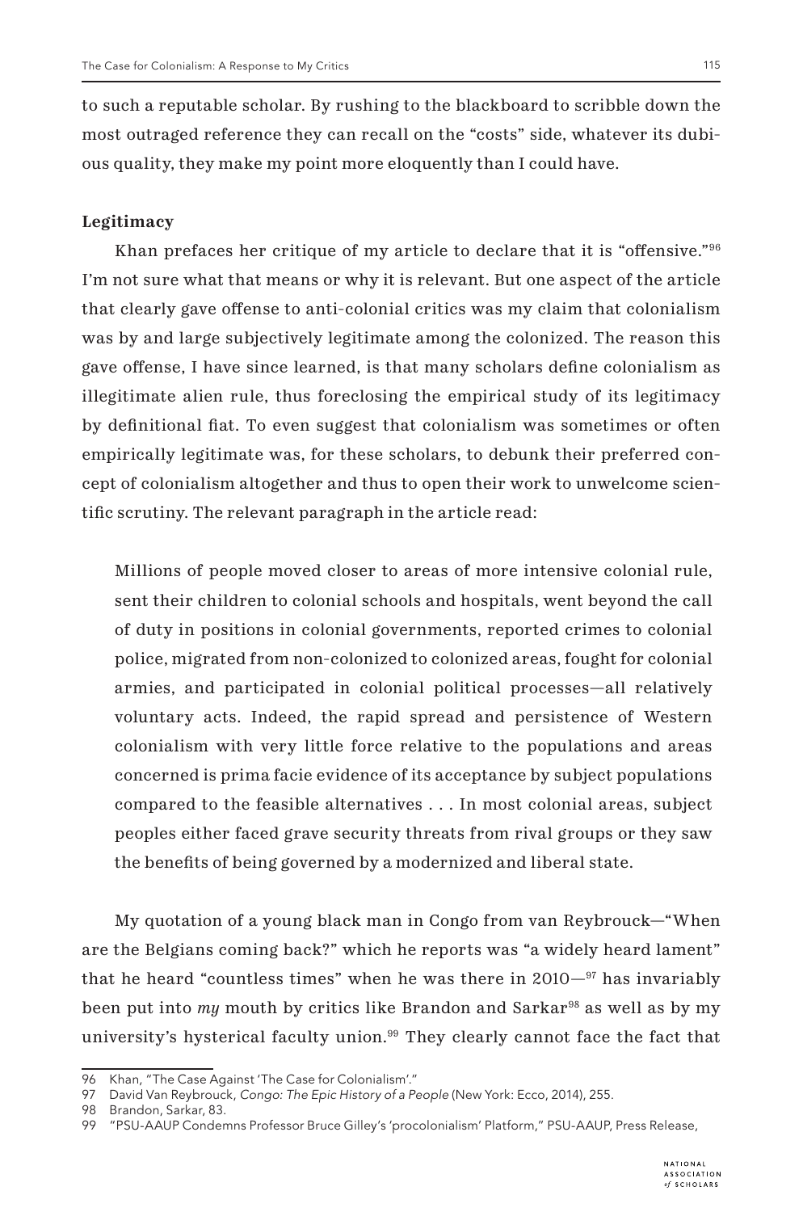to such a reputable scholar. By rushing to the blackboard to scribble down the most outraged reference they can recall on the "costs" side, whatever its dubious quality, they make my point more eloquently than I could have.

**Legitimacy**

Khan prefaces her critique of my article to declare that it is "offensive."[96] I'm not sure what that means or why it is relevant. But one aspect of the article that clearly gave offense to anti-colonial critics was my claim that colonialism was by and large subjectively legitimate among the colonized. The reason this gave offense, I have since learned, is that many scholars define colonialism as illegitimate alien rule, thus foreclosing the empirical study of its legitimacy by definitional fiat. To even suggest that colonialism was sometimes or often empirically legitimate was, for these scholars, to debunk their preferred concept of colonialism altogether and thus to open their work to unwelcome scientific scrutiny. The relevant paragraph in the article read:

> Millions of people moved closer to areas of more intensive colonial rule, sent their children to colonial schools and hospitals, went beyond the call of duty in positions in colonial governments, reported crimes to colonial police, migrated from non-colonized to colonized areas, fought for colonial armies, and participated in colonial political processes—all relatively voluntary acts. Indeed, the rapid spread and persistence of Western colonialism with very little force relative to the populations and areas concerned is prima facie evidence of its acceptance by subject populations compared to the feasible alternatives . . . In most colonial areas, subject peoples either faced grave security threats from rival groups or they saw the benefits of being governed by a modernized and liberal state.

My quotation of a young black man in Congo from van Reybrouck—"When are the Belgians coming back?" which he reports was "a widely heard lament" that he heard "countless times" when he was there in 2010—[97] has invariably been put into *my* mouth by critics like Brandon and Sarkar[98] as well as by my university's hysterical faculty union.[99] They clearly cannot face the fact that

---

96 Khan, "The Case Against 'The Case for Colonialism'."

97 David Van Reybrouck, *Congo: The Epic History of a People* (New York: Ecco, 2014), 255.

98 Brandon, Sarkar, 83.

99 "PSU-AAUP Condemns Professor Bruce Gilley's 'procolonialism' Platform," PSU-AAUP, Press Release,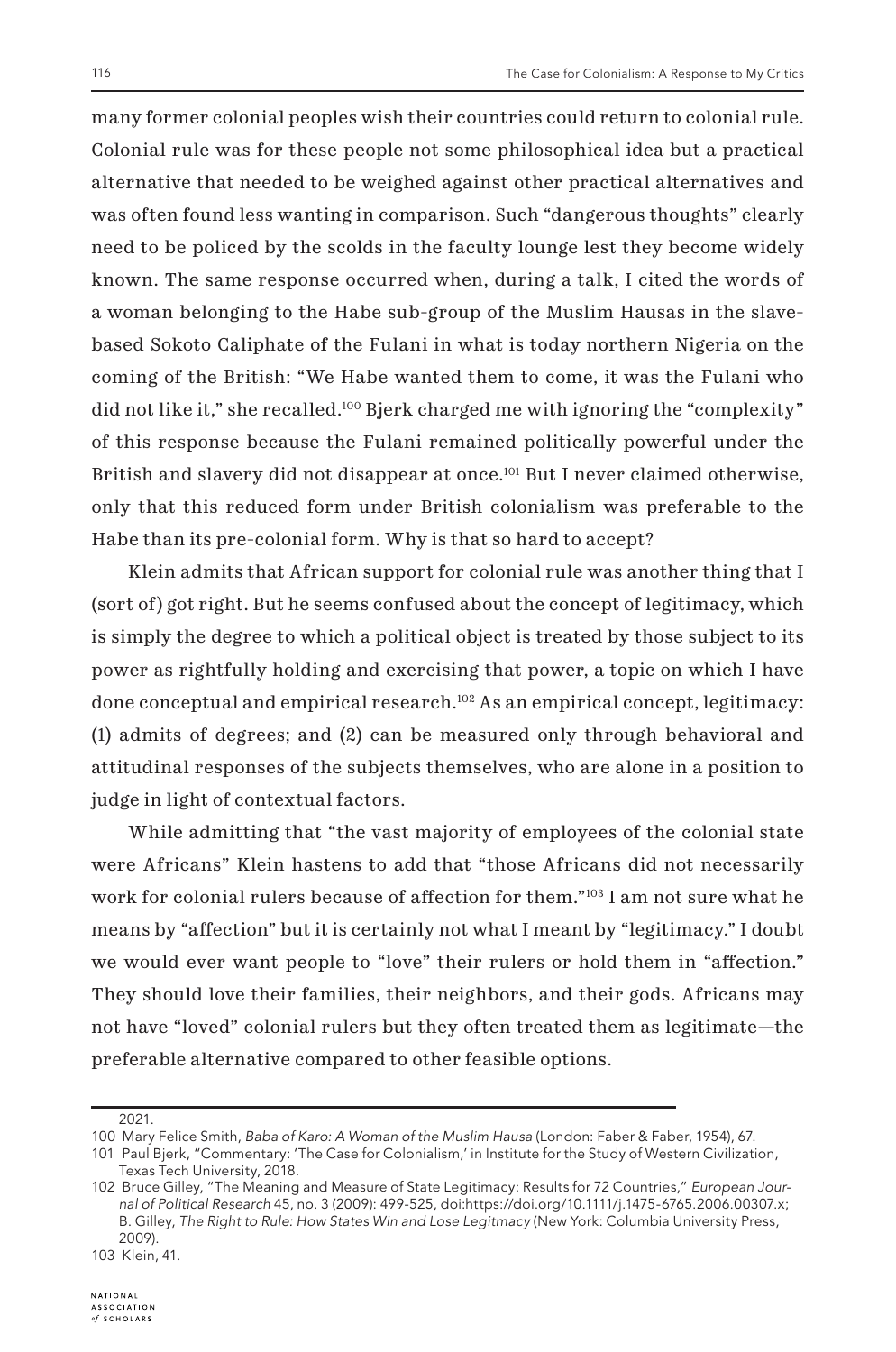many former colonial peoples wish their countries could return to colonial rule. Colonial rule was for these people not some philosophical idea but a practical alternative that needed to be weighed against other practical alternatives and was often found less wanting in comparison. Such "dangerous thoughts" clearly need to be policed by the scolds in the faculty lounge lest they become widely known. The same response occurred when, during a talk, I cited the words of a woman belonging to the Habe sub-group of the Muslim Hausas in the slave-based Sokoto Caliphate of the Fulani in what is today northern Nigeria on the coming of the British: "We Habe wanted them to come, it was the Fulani who did not like it," she recalled.[100] Bjerk charged me with ignoring the "complexity" of this response because the Fulani remained politically powerful under the British and slavery did not disappear at once.[101] But I never claimed otherwise, only that this reduced form under British colonialism was preferable to the Habe than its pre-colonial form. Why is that so hard to accept?

Klein admits that African support for colonial rule was another thing that I (sort of) got right. But he seems confused about the concept of legitimacy, which is simply the degree to which a political object is treated by those subject to its power as rightfully holding and exercising that power, a topic on which I have done conceptual and empirical research.[102] As an empirical concept, legitimacy: (1) admits of degrees; and (2) can be measured only through behavioral and attitudinal responses of the subjects themselves, who are alone in a position to judge in light of contextual factors.

While admitting that "the vast majority of employees of the colonial state were Africans" Klein hastens to add that "those Africans did not necessarily work for colonial rulers because of affection for them."[103] I am not sure what he means by "affection" but it is certainly not what I meant by "legitimacy." I doubt we would ever want people to "love" their rulers or hold them in "affection." They should love their families, their neighbors, and their gods. Africans may not have "loved" colonial rulers but they often treated them as legitimate—the preferable alternative compared to other feasible options.

---

2021.

100 Mary Felice Smith, *Baba of Karo: A Woman of the Muslim Hausa* (London: Faber & Faber, 1954), 67.

101 Paul Bjerk, "Commentary: 'The Case for Colonialism,' in Institute for the Study of Western Civilization, Texas Tech University, 2018.

102 Bruce Gilley, "The Meaning and Measure of State Legitimacy: Results for 72 Countries," *European Journal of Political Research* 45, no. 3 (2009): 499-525, doi:https://doi.org/10.1111/j.1475-6765.2006.00307.x; B. Gilley, *The Right to Rule: How States Win and Lose Legitmacy* (New York: Columbia University Press, 2009).

103 Klein, 41.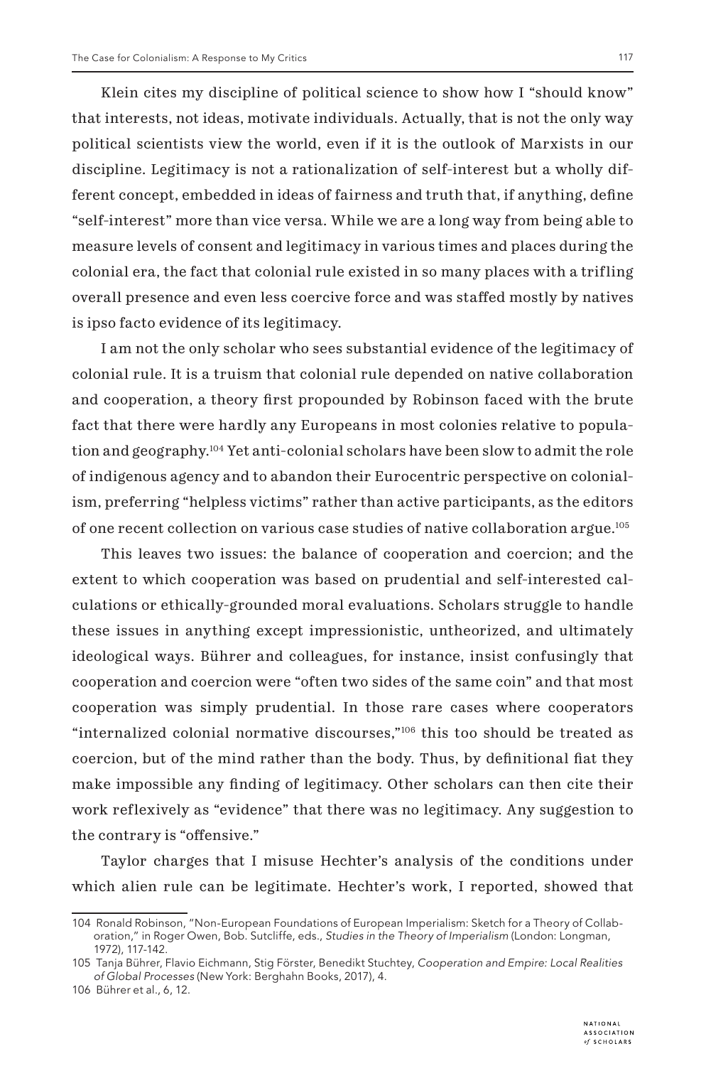Klein cites my discipline of political science to show how I "should know" that interests, not ideas, motivate individuals. Actually, that is not the only way political scientists view the world, even if it is the outlook of Marxists in our discipline. Legitimacy is not a rationalization of self-interest but a wholly different concept, embedded in ideas of fairness and truth that, if anything, define "self-interest" more than vice versa. While we are a long way from being able to measure levels of consent and legitimacy in various times and places during the colonial era, the fact that colonial rule existed in so many places with a trifling overall presence and even less coercive force and was staffed mostly by natives is ipso facto evidence of its legitimacy.

I am not the only scholar who sees substantial evidence of the legitimacy of colonial rule. It is a truism that colonial rule depended on native collaboration and cooperation, a theory first propounded by Robinson faced with the brute fact that there were hardly any Europeans in most colonies relative to population and geography.[104] Yet anti-colonial scholars have been slow to admit the role of indigenous agency and to abandon their Eurocentric perspective on colonialism, preferring "helpless victims" rather than active participants, as the editors of one recent collection on various case studies of native collaboration argue.[105]

This leaves two issues: the balance of cooperation and coercion; and the extent to which cooperation was based on prudential and self-interested calculations or ethically-grounded moral evaluations. Scholars struggle to handle these issues in anything except impressionistic, untheorized, and ultimately ideological ways. Bührer and colleagues, for instance, insist confusingly that cooperation and coercion were "often two sides of the same coin" and that most cooperation was simply prudential. In those rare cases where cooperators "internalized colonial normative discourses,"[106] this too should be treated as coercion, but of the mind rather than the body. Thus, by definitional fiat they make impossible any finding of legitimacy. Other scholars can then cite their work reflexively as "evidence" that there was no legitimacy. Any suggestion to the contrary is "offensive."

Taylor charges that I misuse Hechter's analysis of the conditions under which alien rule can be legitimate. Hechter's work, I reported, showed that

---

104 Ronald Robinson, "Non-European Foundations of European Imperialism: Sketch for a Theory of Collaboration," in Roger Owen, Bob. Sutcliffe, eds., *Studies in the Theory of Imperialism* (London: Longman, 1972), 117-142.

105 Tanja Bührer, Flavio Eichmann, Stig Förster, Benedikt Stuchtey, *Cooperation and Empire: Local Realities of Global Processes* (New York: Berghahn Books, 2017), 4.

106 Bührer et al., 6, 12.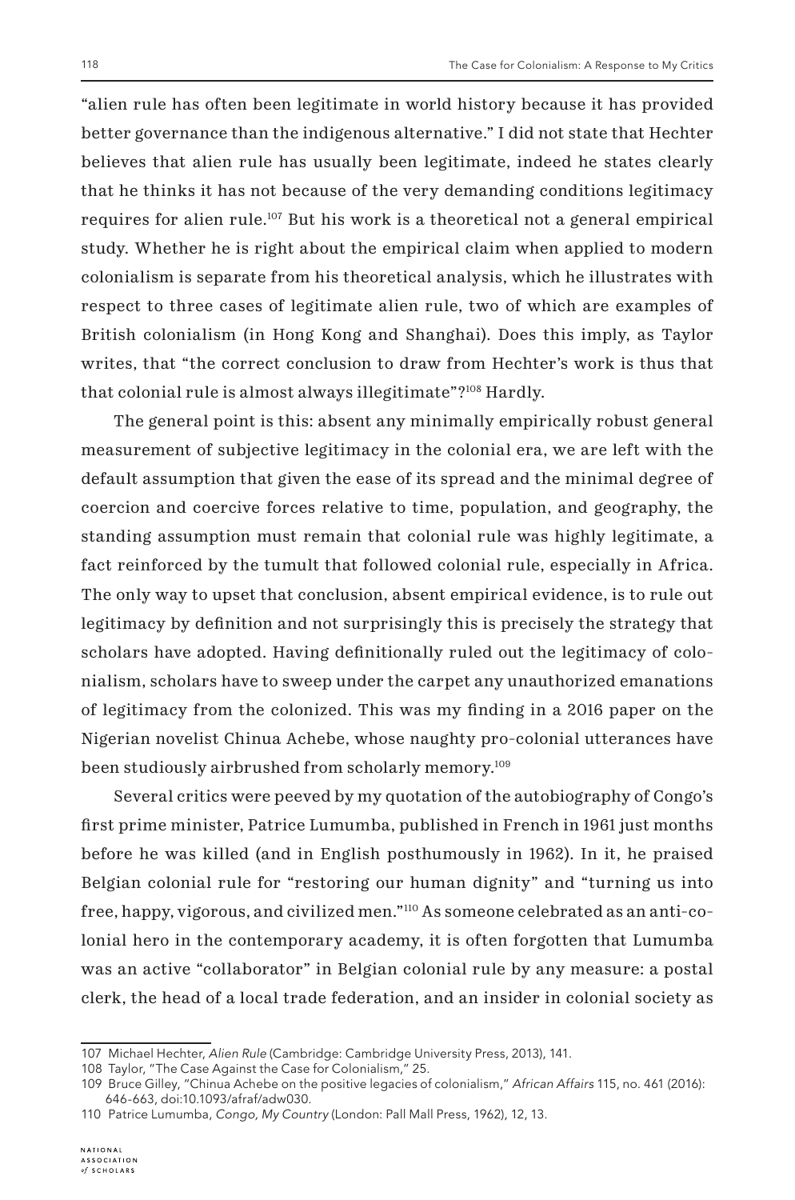"alien rule has often been legitimate in world history because it has provided better governance than the indigenous alternative." I did not state that Hechter believes that alien rule has usually been legitimate, indeed he states clearly that he thinks it has not because of the very demanding conditions legitimacy requires for alien rule.[107] But his work is a theoretical not a general empirical study. Whether he is right about the empirical claim when applied to modern colonialism is separate from his theoretical analysis, which he illustrates with respect to three cases of legitimate alien rule, two of which are examples of British colonialism (in Hong Kong and Shanghai). Does this imply, as Taylor writes, that "the correct conclusion to draw from Hechter's work is thus that that colonial rule is almost always illegitimate"?[108] Hardly.

The general point is this: absent any minimally empirically robust general measurement of subjective legitimacy in the colonial era, we are left with the default assumption that given the ease of its spread and the minimal degree of coercion and coercive forces relative to time, population, and geography, the standing assumption must remain that colonial rule was highly legitimate, a fact reinforced by the tumult that followed colonial rule, especially in Africa. The only way to upset that conclusion, absent empirical evidence, is to rule out legitimacy by definition and not surprisingly this is precisely the strategy that scholars have adopted. Having definitionally ruled out the legitimacy of colonialism, scholars have to sweep under the carpet any unauthorized emanations of legitimacy from the colonized. This was my finding in a 2016 paper on the Nigerian novelist Chinua Achebe, whose naughty pro-colonial utterances have been studiously airbrushed from scholarly memory.[109]

Several critics were peeved by my quotation of the autobiography of Congo's first prime minister, Patrice Lumumba, published in French in 1961 just months before he was killed (and in English posthumously in 1962). In it, he praised Belgian colonial rule for "restoring our human dignity" and "turning us into free, happy, vigorous, and civilized men."[110] As someone celebrated as an anti-colonial hero in the contemporary academy, it is often forgotten that Lumumba was an active "collaborator" in Belgian colonial rule by any measure: a postal clerk, the head of a local trade federation, and an insider in colonial society as

---

107 Michael Hechter, *Alien Rule* (Cambridge: Cambridge University Press, 2013), 141.

108 Taylor, "The Case Against the Case for Colonialism," 25.

109 Bruce Gilley, "Chinua Achebe on the positive legacies of colonialism," *African Affairs* 115, no. 461 (2016): 646-663, doi:10.1093/afraf/adw030.

110 Patrice Lumumba, *Congo, My Country* (London: Pall Mall Press, 1962), 12, 13.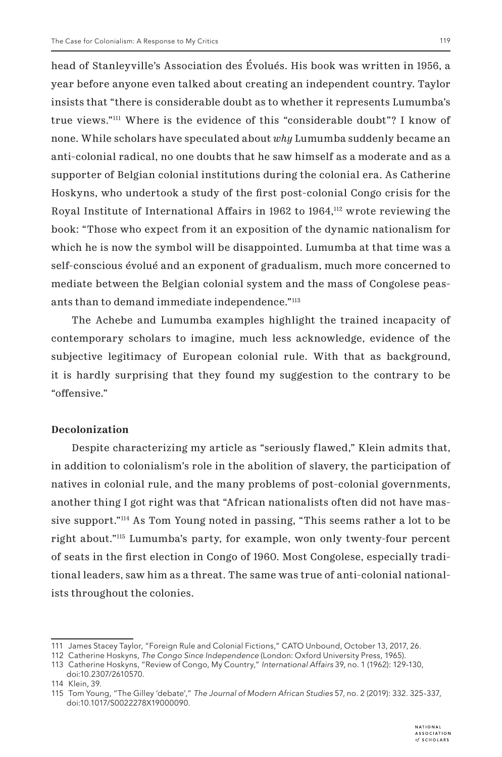head of Stanleyville's Association des Évolués. His book was written in 1956, a year before anyone even talked about creating an independent country. Taylor insists that "there is considerable doubt as to whether it represents Lumumba's true views."[111] Where is the evidence of this "considerable doubt"? I know of none. While scholars have speculated about *why* Lumumba suddenly became an anti-colonial radical, no one doubts that he saw himself as a moderate and as a supporter of Belgian colonial institutions during the colonial era. As Catherine Hoskyns, who undertook a study of the first post-colonial Congo crisis for the Royal Institute of International Affairs in 1962 to 1964,[112] wrote reviewing the book: "Those who expect from it an exposition of the dynamic nationalism for which he is now the symbol will be disappointed. Lumumba at that time was a self-conscious évolué and an exponent of gradualism, much more concerned to mediate between the Belgian colonial system and the mass of Congolese peasants than to demand immediate independence."[113]

The Achebe and Lumumba examples highlight the trained incapacity of contemporary scholars to imagine, much less acknowledge, evidence of the subjective legitimacy of European colonial rule. With that as background, it is hardly surprising that they found my suggestion to the contrary to be "offensive."

### Decolonization

Despite characterizing my article as "seriously flawed," Klein admits that, in addition to colonialism's role in the abolition of slavery, the participation of natives in colonial rule, and the many problems of post-colonial governments, another thing I got right was that "African nationalists often did not have massive support."[114] As Tom Young noted in passing, "This seems rather a lot to be right about."[115] Lumumba's party, for example, won only twenty-four percent of seats in the first election in Congo of 1960. Most Congolese, especially traditional leaders, saw him as a threat. The same was true of anti-colonial nationalists throughout the colonies.

---

111 James Stacey Taylor, "Foreign Rule and Colonial Fictions," CATO Unbound, October 13, 2017, 26.

112 Catherine Hoskyns, *The Congo Since Independence* (London: Oxford University Press, 1965).

113 Catherine Hoskyns, "Review of Congo, My Country," *International Affairs* 39, no. 1 (1962): 129-130, doi:10.2307/2610570.

114 Klein, 39.

115 Tom Young, "The Gilley 'debate'," *The Journal of Modern African Studies* 57, no. 2 (2019): 332. 325-337, doi:10.1017/S0022278X19000090.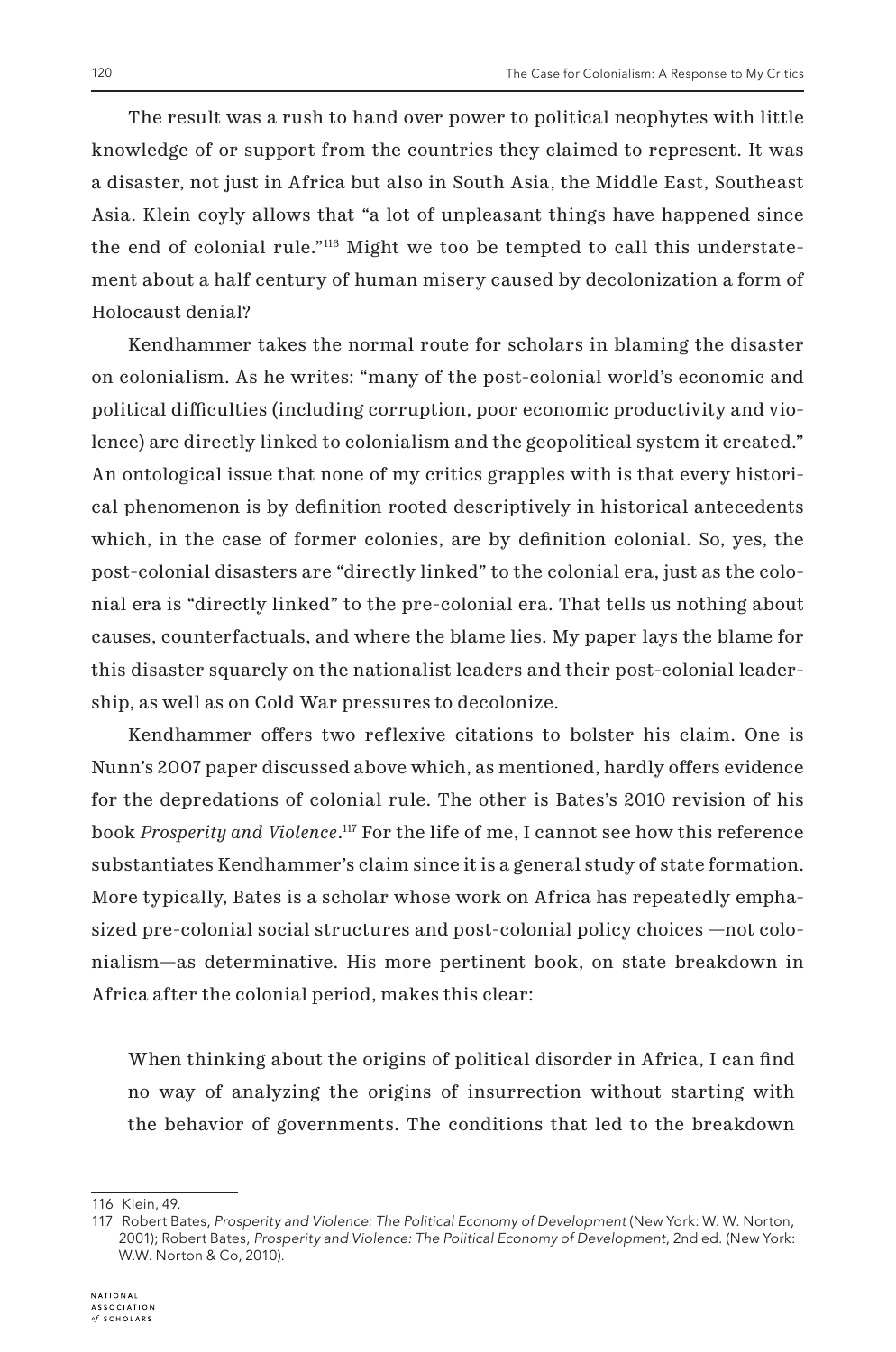The result was a rush to hand over power to political neophytes with little knowledge of or support from the countries they claimed to represent. It was a disaster, not just in Africa but also in South Asia, the Middle East, Southeast Asia. Klein coyly allows that "a lot of unpleasant things have happened since the end of colonial rule."[116] Might we too be tempted to call this understatement about a half century of human misery caused by decolonization a form of Holocaust denial?

Kendhammer takes the normal route for scholars in blaming the disaster on colonialism. As he writes: "many of the post-colonial world's economic and political difficulties (including corruption, poor economic productivity and violence) are directly linked to colonialism and the geopolitical system it created." An ontological issue that none of my critics grapples with is that every historical phenomenon is by definition rooted descriptively in historical antecedents which, in the case of former colonies, are by definition colonial. So, yes, the post-colonial disasters are "directly linked" to the colonial era, just as the colonial era is "directly linked" to the pre-colonial era. That tells us nothing about causes, counterfactuals, and where the blame lies. My paper lays the blame for this disaster squarely on the nationalist leaders and their post-colonial leadership, as well as on Cold War pressures to decolonize.

Kendhammer offers two reflexive citations to bolster his claim. One is Nunn's 2007 paper discussed above which, as mentioned, hardly offers evidence for the depredations of colonial rule. The other is Bates's 2010 revision of his book *Prosperity and Violence*.[117] For the life of me, I cannot see how this reference substantiates Kendhammer's claim since it is a general study of state formation. More typically, Bates is a scholar whose work on Africa has repeatedly emphasized pre-colonial social structures and post-colonial policy choices —not colonialism—as determinative. His more pertinent book, on state breakdown in Africa after the colonial period, makes this clear:

> When thinking about the origins of political disorder in Africa, I can find no way of analyzing the origins of insurrection without starting with the behavior of governments. The conditions that led to the breakdown

---

116 Klein, 49.

117 Robert Bates, *Prosperity and Violence: The Political Economy of Development* (New York: W. W. Norton, 2001); Robert Bates, *Prosperity and Violence: The Political Economy of Development*, 2nd ed. (New York: W.W. Norton & Co, 2010).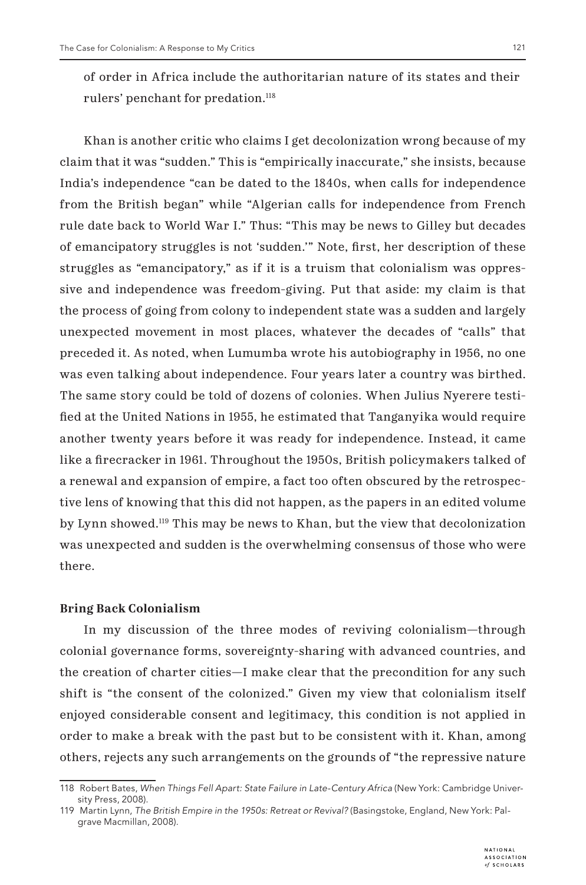of order in Africa include the authoritarian nature of its states and their rulers' penchant for predation.[118]

Khan is another critic who claims I get decolonization wrong because of my claim that it was "sudden." This is "empirically inaccurate," she insists, because India's independence "can be dated to the 1840s, when calls for independence from the British began" while "Algerian calls for independence from French rule date back to World War I." Thus: "This may be news to Gilley but decades of emancipatory struggles is not 'sudden.'" Note, first, her description of these struggles as "emancipatory," as if it is a truism that colonialism was oppressive and independence was freedom-giving. Put that aside: my claim is that the process of going from colony to independent state was a sudden and largely unexpected movement in most places, whatever the decades of "calls" that preceded it. As noted, when Lumumba wrote his autobiography in 1956, no one was even talking about independence. Four years later a country was birthed. The same story could be told of dozens of colonies. When Julius Nyerere testified at the United Nations in 1955, he estimated that Tanganyika would require another twenty years before it was ready for independence. Instead, it came like a firecracker in 1961. Throughout the 1950s, British policymakers talked of a renewal and expansion of empire, a fact too often obscured by the retrospective lens of knowing that this did not happen, as the papers in an edited volume by Lynn showed.[119] This may be news to Khan, but the view that decolonization was unexpected and sudden is the overwhelming consensus of those who were there.

### Bring Back Colonialism

In my discussion of the three modes of reviving colonialism—through colonial governance forms, sovereignty-sharing with advanced countries, and the creation of charter cities—I make clear that the precondition for any such shift is "the consent of the colonized." Given my view that colonialism itself enjoyed considerable consent and legitimacy, this condition is not applied in order to make a break with the past but to be consistent with it. Khan, among others, rejects any such arrangements on the grounds of "the repressive nature

118 Robert Bates, *When Things Fell Apart: State Failure in Late-Century Africa* (New York: Cambridge University Press, 2008).

119 Martin Lynn, *The British Empire in the 1950s: Retreat or Revival?* (Basingstoke, England, New York: Palgrave Macmillan, 2008).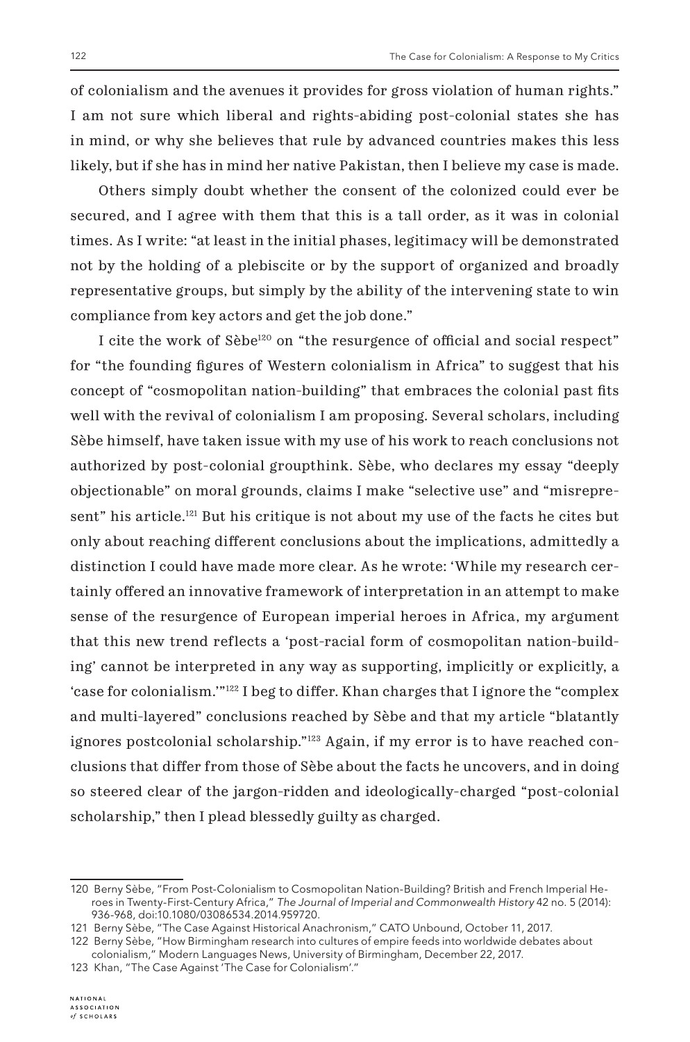of colonialism and the avenues it provides for gross violation of human rights." I am not sure which liberal and rights-abiding post-colonial states she has in mind, or why she believes that rule by advanced countries makes this less likely, but if she has in mind her native Pakistan, then I believe my case is made.

Others simply doubt whether the consent of the colonized could ever be secured, and I agree with them that this is a tall order, as it was in colonial times. As I write: "at least in the initial phases, legitimacy will be demonstrated not by the holding of a plebiscite or by the support of organized and broadly representative groups, but simply by the ability of the intervening state to win compliance from key actors and get the job done."

I cite the work of Sèbe[120] on "the resurgence of official and social respect" for "the founding figures of Western colonialism in Africa" to suggest that his concept of "cosmopolitan nation-building" that embraces the colonial past fits well with the revival of colonialism I am proposing. Several scholars, including Sèbe himself, have taken issue with my use of his work to reach conclusions not authorized by post-colonial groupthink. Sèbe, who declares my essay "deeply objectionable" on moral grounds, claims I make "selective use" and "misrepresent" his article.[121] But his critique is not about my use of the facts he cites but only about reaching different conclusions about the implications, admittedly a distinction I could have made more clear. As he wrote: 'While my research certainly offered an innovative framework of interpretation in an attempt to make sense of the resurgence of European imperial heroes in Africa, my argument that this new trend reflects a 'post-racial form of cosmopolitan nation-building' cannot be interpreted in any way as supporting, implicitly or explicitly, a 'case for colonialism.''"[122] I beg to differ. Khan charges that I ignore the "complex and multi-layered" conclusions reached by Sèbe and that my article "blatantly ignores postcolonial scholarship."[123] Again, if my error is to have reached conclusions that differ from those of Sèbe about the facts he uncovers, and in doing so steered clear of the jargon-ridden and ideologically-charged "post-colonial scholarship," then I plead blessedly guilty as charged.

---

120 Berny Sèbe, "From Post-Colonialism to Cosmopolitan Nation-Building? British and French Imperial Heroes in Twenty-First-Century Africa," *The Journal of Imperial and Commonwealth History* 42 no. 5 (2014): 936-968, doi:10.1080/03086534.2014.959720.

121 Berny Sèbe, "The Case Against Historical Anachronism," CATO Unbound, October 11, 2017.

122 Berny Sèbe, "How Birmingham research into cultures of empire feeds into worldwide debates about colonialism," Modern Languages News, University of Birmingham, December 22, 2017.

123 Khan, "The Case Against 'The Case for Colonialism'."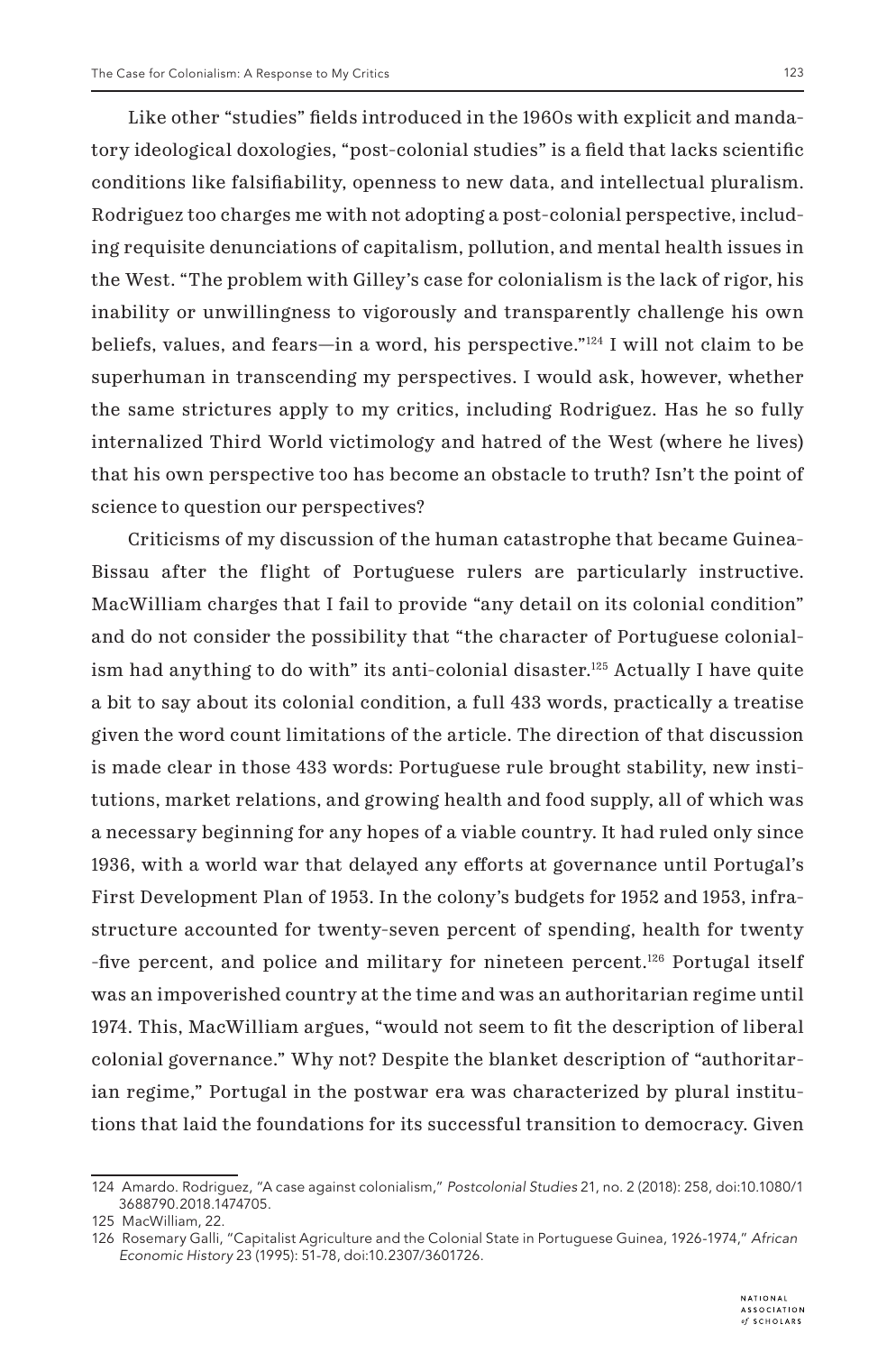Like other "studies" fields introduced in the 1960s with explicit and mandatory ideological doxologies, "post-colonial studies" is a field that lacks scientific conditions like falsifiability, openness to new data, and intellectual pluralism. Rodriguez too charges me with not adopting a post-colonial perspective, including requisite denunciations of capitalism, pollution, and mental health issues in the West. "The problem with Gilley's case for colonialism is the lack of rigor, his inability or unwillingness to vigorously and transparently challenge his own beliefs, values, and fears—in a word, his perspective."[124] I will not claim to be superhuman in transcending my perspectives. I would ask, however, whether the same strictures apply to my critics, including Rodriguez. Has he so fully internalized Third World victimology and hatred of the West (where he lives) that his own perspective too has become an obstacle to truth? Isn't the point of science to question our perspectives?

Criticisms of my discussion of the human catastrophe that became Guinea-Bissau after the flight of Portuguese rulers are particularly instructive. MacWilliam charges that I fail to provide "any detail on its colonial condition" and do not consider the possibility that "the character of Portuguese colonialism had anything to do with" its anti-colonial disaster.[125] Actually I have quite a bit to say about its colonial condition, a full 433 words, practically a treatise given the word count limitations of the article. The direction of that discussion is made clear in those 433 words: Portuguese rule brought stability, new institutions, market relations, and growing health and food supply, all of which was a necessary beginning for any hopes of a viable country. It had ruled only since 1936, with a world war that delayed any efforts at governance until Portugal's First Development Plan of 1953. In the colony's budgets for 1952 and 1953, infrastructure accounted for twenty-seven percent of spending, health for twenty-five percent, and police and military for nineteen percent.[126] Portugal itself was an impoverished country at the time and was an authoritarian regime until 1974. This, MacWilliam argues, "would not seem to fit the description of liberal colonial governance." Why not? Despite the blanket description of "authoritarian regime," Portugal in the postwar era was characterized by plural institutions that laid the foundations for its successful transition to democracy. Given

---

124 Amardo. Rodriguez, "A case against colonialism," *Postcolonial Studies* 21, no. 2 (2018): 258, doi:10.1080/13688790.2018.1474705.

125 MacWilliam, 22.

126 Rosemary Galli, "Capitalist Agriculture and the Colonial State in Portuguese Guinea, 1926-1974," *African Economic History* 23 (1995): 51-78, doi:10.2307/3601726.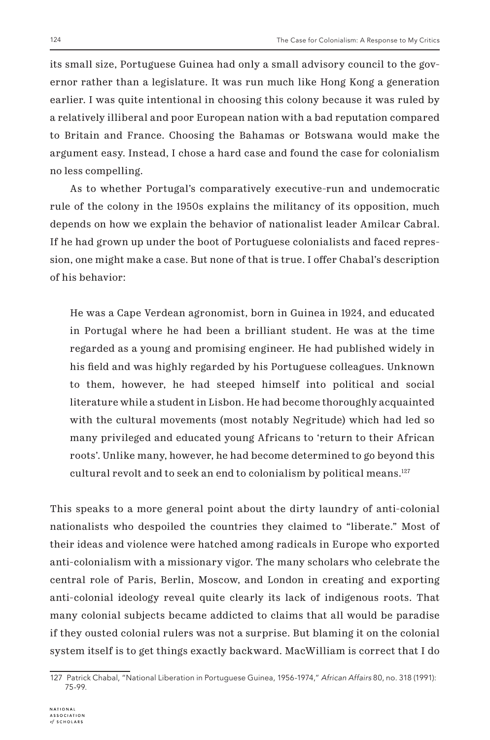its small size, Portuguese Guinea had only a small advisory council to the governor rather than a legislature. It was run much like Hong Kong a generation earlier. I was quite intentional in choosing this colony because it was ruled by a relatively illiberal and poor European nation with a bad reputation compared to Britain and France. Choosing the Bahamas or Botswana would make the argument easy. Instead, I chose a hard case and found the case for colonialism no less compelling.

As to whether Portugal's comparatively executive-run and undemocratic rule of the colony in the 1950s explains the militancy of its opposition, much depends on how we explain the behavior of nationalist leader Amilcar Cabral. If he had grown up under the boot of Portuguese colonialists and faced repression, one might make a case. But none of that is true. I offer Chabal's description of his behavior:

> He was a Cape Verdean agronomist, born in Guinea in 1924, and educated in Portugal where he had been a brilliant student. He was at the time regarded as a young and promising engineer. He had published widely in his field and was highly regarded by his Portuguese colleagues. Unknown to them, however, he had steeped himself into political and social literature while a student in Lisbon. He had become thoroughly acquainted with the cultural movements (most notably Negritude) which had led so many privileged and educated young Africans to 'return to their African roots'. Unlike many, however, he had become determined to go beyond this cultural revolt and to seek an end to colonialism by political means.[127]

This speaks to a more general point about the dirty laundry of anti-colonial nationalists who despoiled the countries they claimed to "liberate." Most of their ideas and violence were hatched among radicals in Europe who exported anti-colonialism with a missionary vigor. The many scholars who celebrate the central role of Paris, Berlin, Moscow, and London in creating and exporting anti-colonial ideology reveal quite clearly its lack of indigenous roots. That many colonial subjects became addicted to claims that all would be paradise if they ousted colonial rulers was not a surprise. But blaming it on the colonial system itself is to get things exactly backward. MacWilliam is correct that I do

127 Patrick Chabal, "National Liberation in Portuguese Guinea, 1956-1974," *African Affairs* 80, no. 318 (1991): 75-99.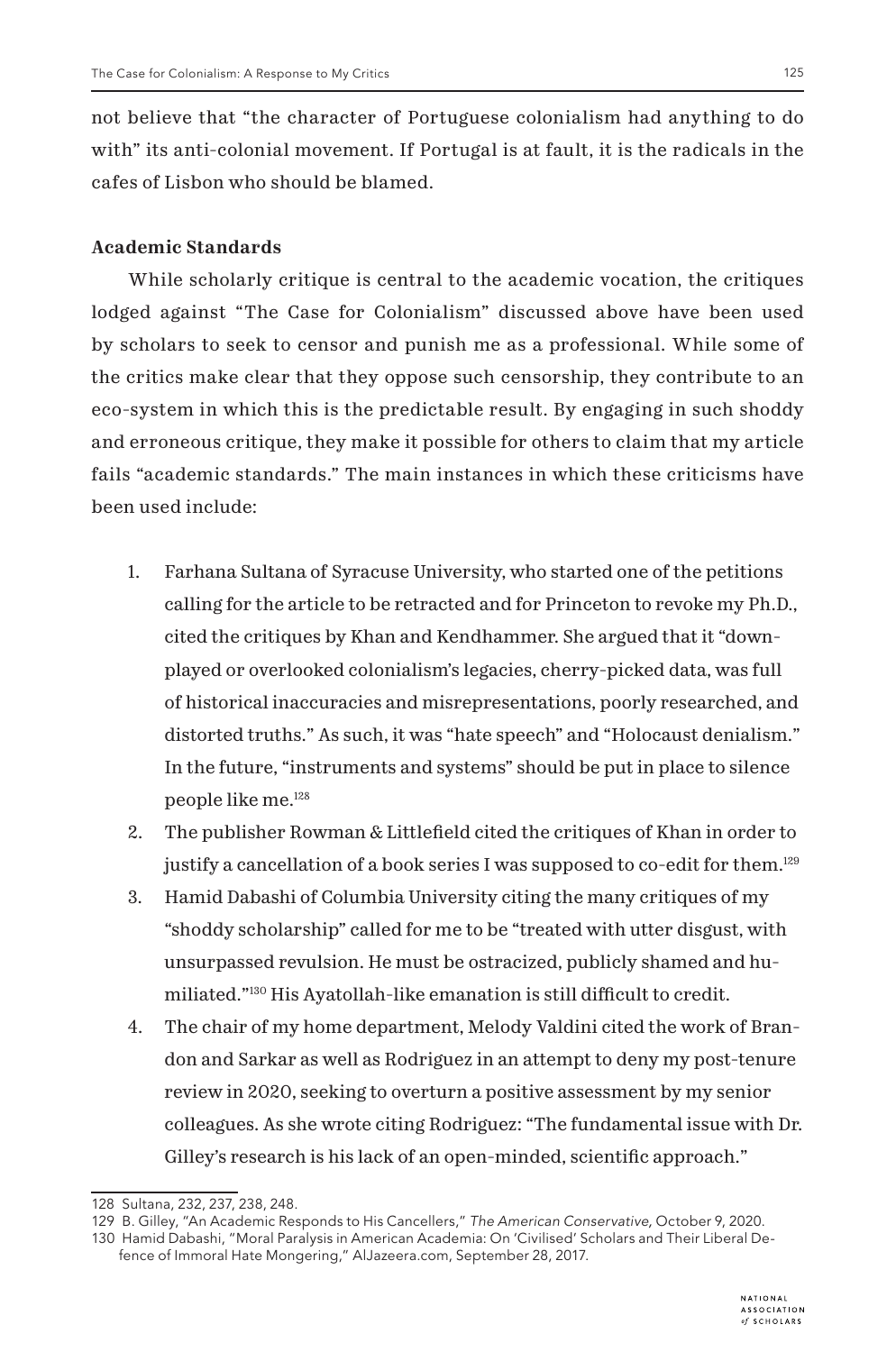not believe that "the character of Portuguese colonialism had anything to do with" its anti-colonial movement. If Portugal is at fault, it is the radicals in the cafes of Lisbon who should be blamed.

### Academic Standards

While scholarly critique is central to the academic vocation, the critiques lodged against "The Case for Colonialism" discussed above have been used by scholars to seek to censor and punish me as a professional. While some of the critics make clear that they oppose such censorship, they contribute to an eco-system in which this is the predictable result. By engaging in such shoddy and erroneous critique, they make it possible for others to claim that my article fails "academic standards." The main instances in which these criticisms have been used include:

1. Farhana Sultana of Syracuse University, who started one of the petitions calling for the article to be retracted and for Princeton to revoke my Ph.D., cited the critiques by Khan and Kendhammer. She argued that it "down-played or overlooked colonialism's legacies, cherry-picked data, was full of historical inaccuracies and misrepresentations, poorly researched, and distorted truths." As such, it was "hate speech" and "Holocaust denialism." In the future, "instruments and systems" should be put in place to silence people like me.[128]
2. The publisher Rowman & Littlefield cited the critiques of Khan in order to justify a cancellation of a book series I was supposed to co-edit for them.[129]
3. Hamid Dabashi of Columbia University citing the many critiques of my "shoddy scholarship" called for me to be "treated with utter disgust, with unsurpassed revulsion. He must be ostracized, publicly shamed and humiliated."[130] His Ayatollah-like emanation is still difficult to credit.
4. The chair of my home department, Melody Valdini cited the work of Brandon and Sarkar as well as Rodriguez in an attempt to deny my post-tenure review in 2020, seeking to overturn a positive assessment by my senior colleagues. As she wrote citing Rodriguez: "The fundamental issue with Dr. Gilley's research is his lack of an open-minded, scientific approach."

---

128 Sultana, 232, 237, 238, 248.

129 B. Gilley, "An Academic Responds to His Cancellers," *The American Conservative,* October 9, 2020.

130 Hamid Dabashi, "Moral Paralysis in American Academia: On 'Civilised' Scholars and Their Liberal Defence of Immoral Hate Mongering," AlJazeera.com, September 28, 2017.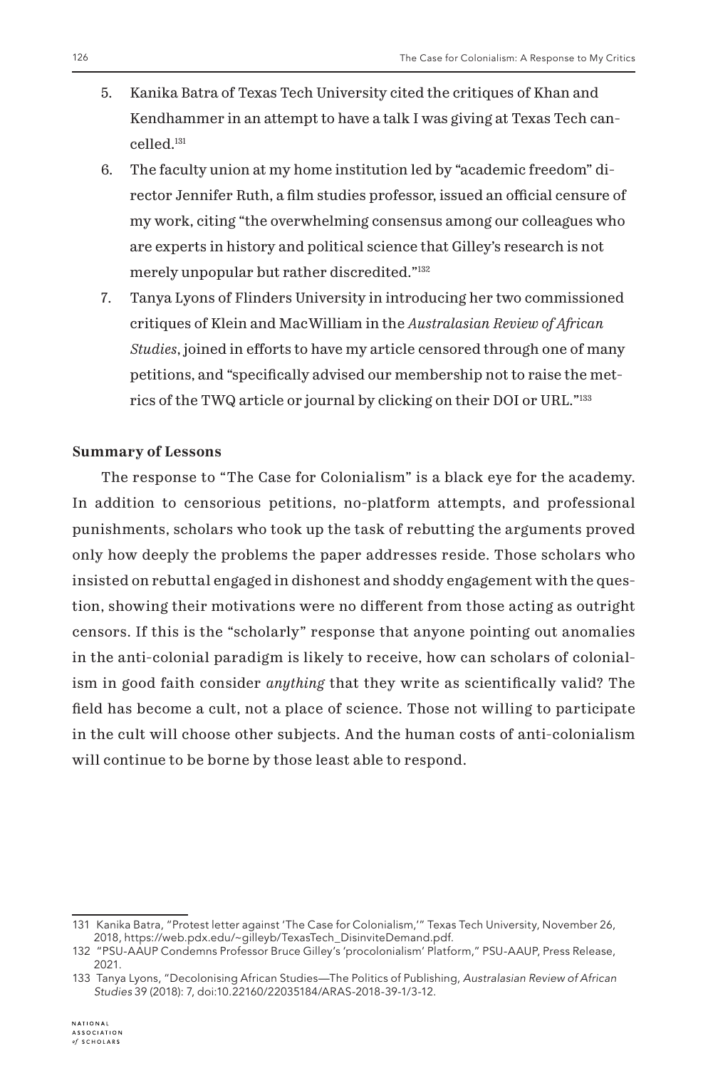5. Kanika Batra of Texas Tech University cited the critiques of Khan and Kendhammer in an attempt to have a talk I was giving at Texas Tech cancelled.[131]
6. The faculty union at my home institution led by "academic freedom" director Jennifer Ruth, a film studies professor, issued an official censure of my work, citing "the overwhelming consensus among our colleagues who are experts in history and political science that Gilley's research is not merely unpopular but rather discredited."[132]
7. Tanya Lyons of Flinders University in introducing her two commissioned critiques of Klein and MacWilliam in the *Australasian Review of African Studies*, joined in efforts to have my article censored through one of many petitions, and "specifically advised our membership not to raise the metrics of the TWQ article or journal by clicking on their DOI or URL."[133]

**Summary of Lessons**

The response to "The Case for Colonialism" is a black eye for the academy. In addition to censorious petitions, no-platform attempts, and professional punishments, scholars who took up the task of rebutting the arguments proved only how deeply the problems the paper addresses reside. Those scholars who insisted on rebuttal engaged in dishonest and shoddy engagement with the question, showing their motivations were no different from those acting as outright censors. If this is the "scholarly" response that anyone pointing out anomalies in the anti-colonial paradigm is likely to receive, how can scholars of colonialism in good faith consider *anything* that they write as scientifically valid? The field has become a cult, not a place of science. Those not willing to participate in the cult will choose other subjects. And the human costs of anti-colonialism will continue to be borne by those least able to respond.

---

131 Kanika Batra, "Protest letter against 'The Case for Colonialism,'" Texas Tech University, November 26, 2018, https://web.pdx.edu/~gilleyb/TexasTech_DisinviteDemand.pdf.

132 "PSU-AAUP Condemns Professor Bruce Gilley's 'procolonialism' Platform," PSU-AAUP, Press Release, 2021.

133 Tanya Lyons, "Decolonising African Studies—The Politics of Publishing, *Australasian Review of African Studies* 39 (2018): 7, doi:10.22160/22035184/ARAS-2018-39-1/3-12.